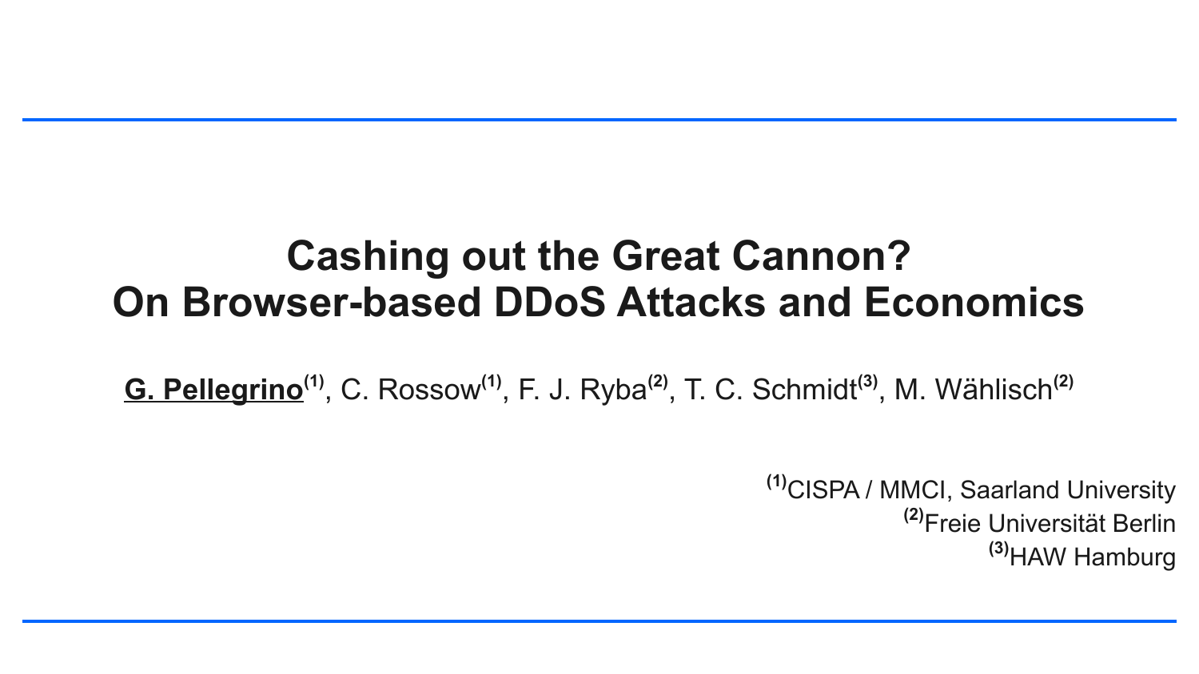# Cashing out the Great Cannon? On Browser-based DDoS Attacks and Economics

**G. Pellegrino**[(1)], C. Rossow[(1)], F. J. Ryba[(2)], T. C. Schmidt[(3)], M. Wählisch[(2)]

[(1)]CISPA / MMCI, Saarland University
[(2)]Freie Universität Berlin
[(3)]HAW Hamburg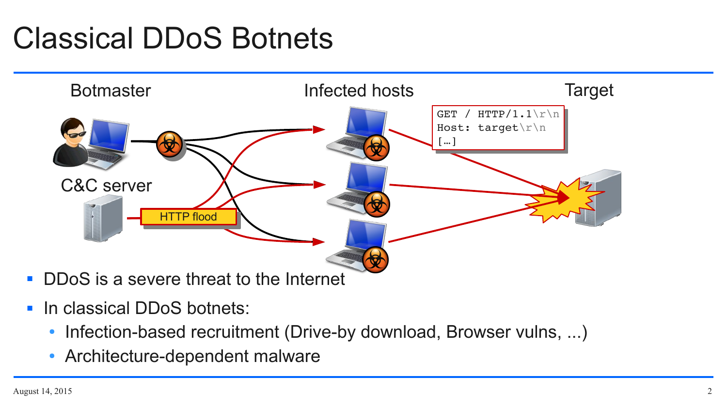# Classical DDoS Botnets

Botmaster

C&C server

HTTP flood

Infected hosts

Target

```
GET / HTTP/1.1\r\n
Host: target\r\n
[…]
```

- DDoS is a severe threat to the Internet
- In classical DDoS botnets:
  - Infection-based recruitment (Drive-by download, Browser vulns, ...)
  - Architecture-dependent malware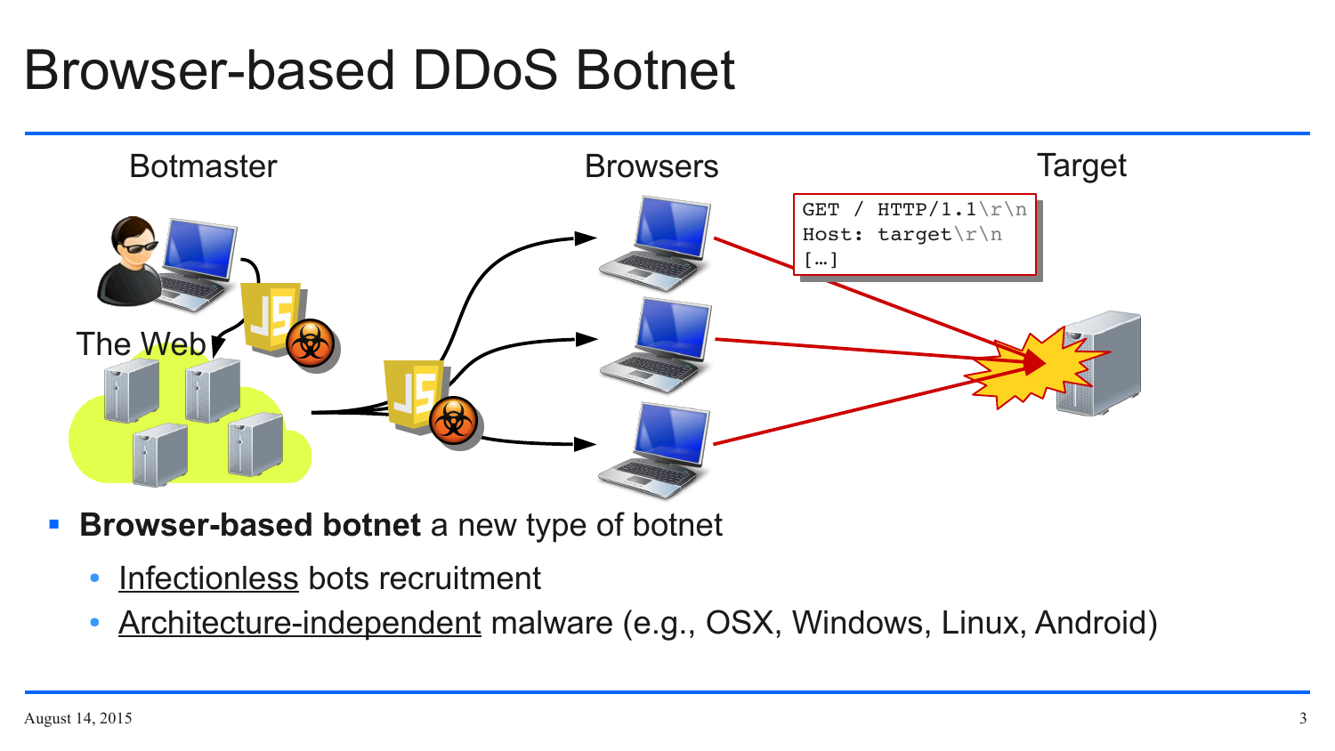# Browser-based DDoS Botnet

Botmaster | Browsers | Target

The Web

```
GET / HTTP/1.1\r\n
Host: target\r\n
[…]
```

- **Browser-based botnet** a new type of botnet
  - Infectionless bots recruitment
  - Architecture-independent malware (e.g., OSX, Windows, Linux, Android)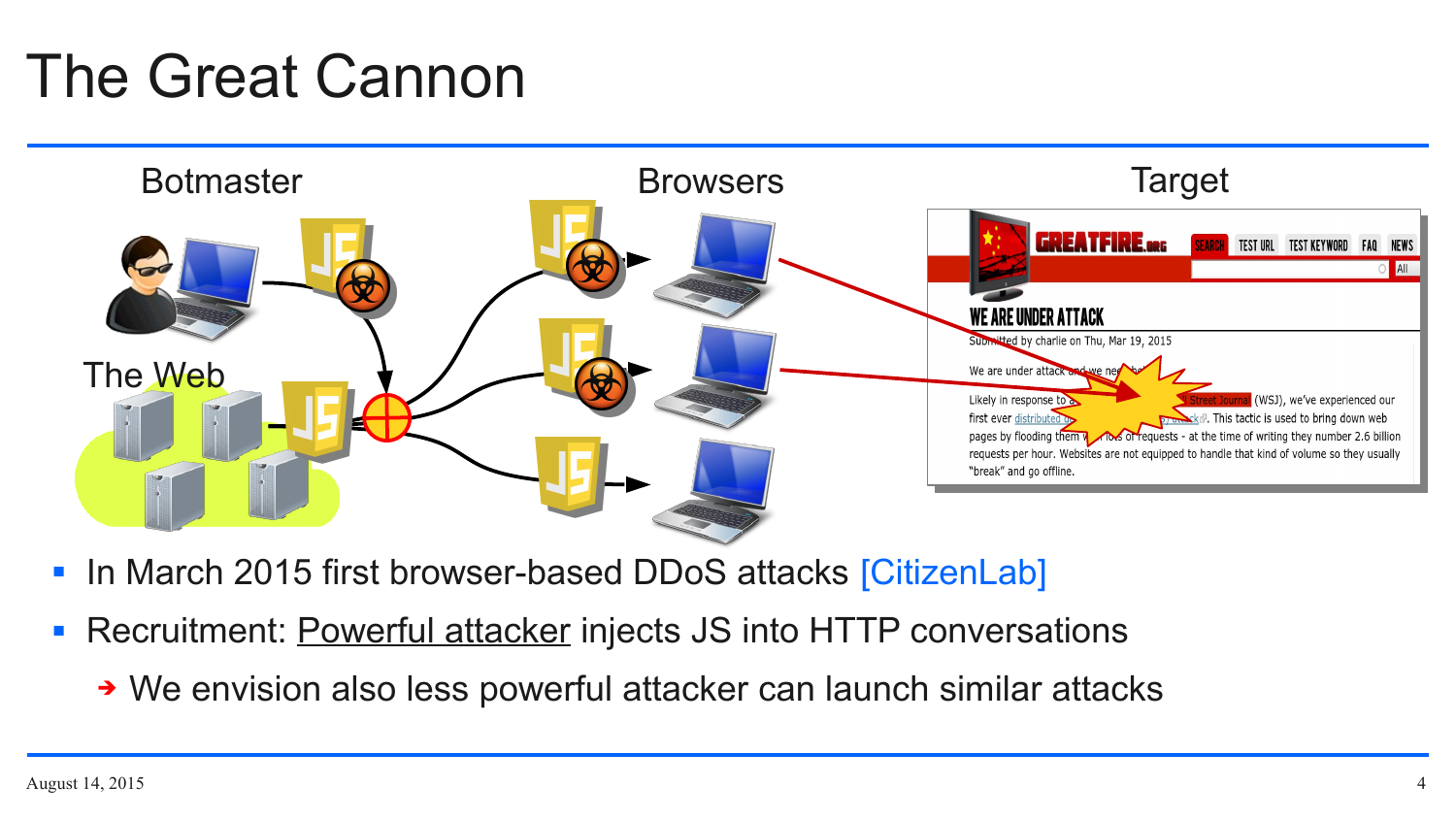# The Great Cannon

Botmaster

Browsers

Target

The Web

- In March 2015 first browser-based DDoS attacks [CitizenLab]
- Recruitment: Powerful attacker injects JS into HTTP conversations
  - ➔ We envision also less powerful attacker can launch similar attacks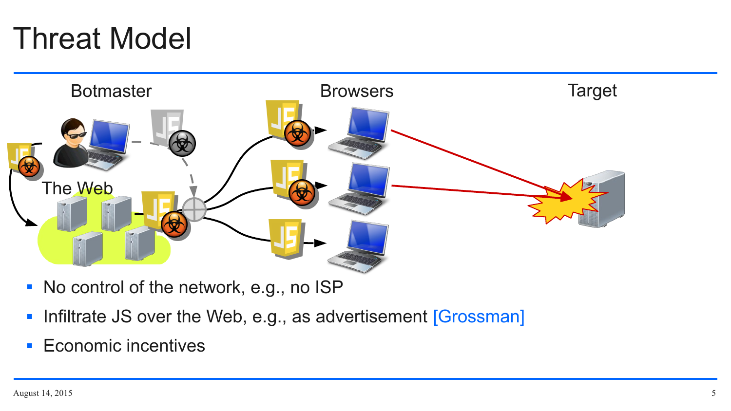# Threat Model

Botmaster

Browsers

Target

The Web

- No control of the network, e.g., no ISP
- Infiltrate JS over the Web, e.g., as advertisement [Grossman]
- Economic incentives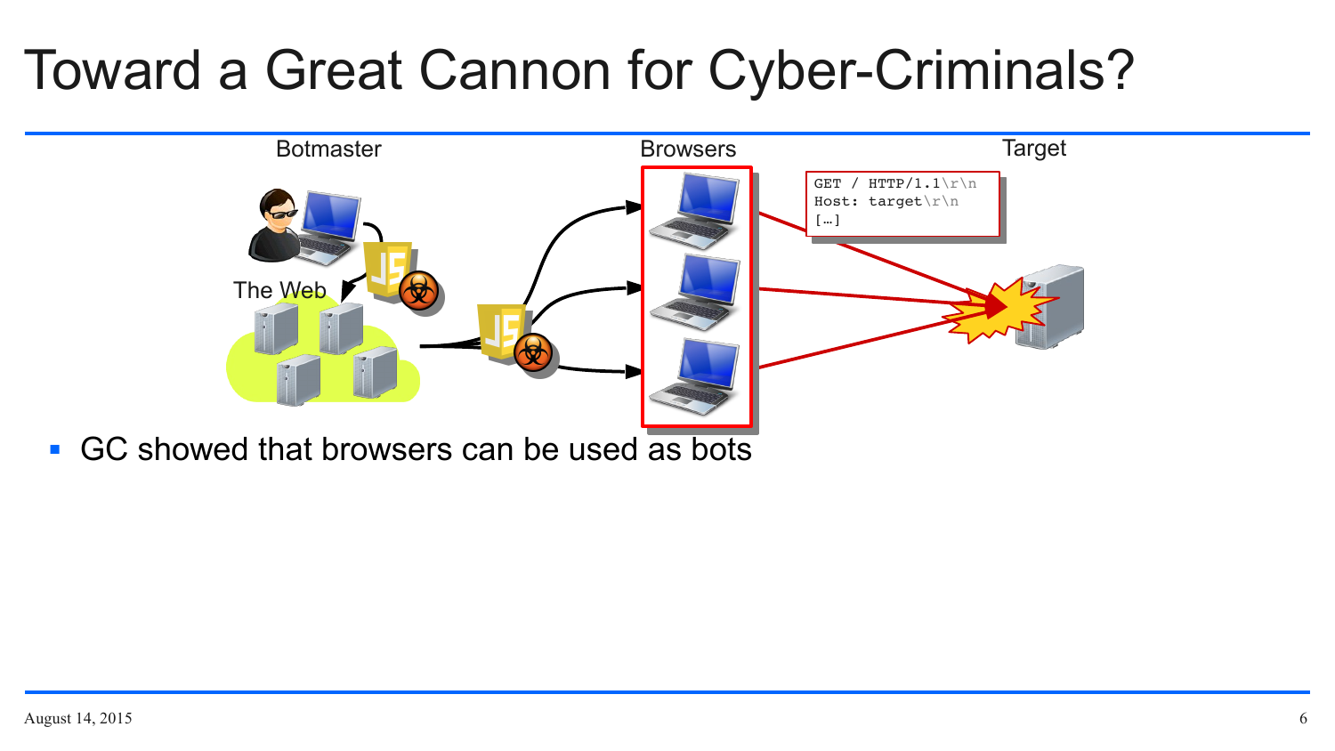# Toward a Great Cannon for Cyber-Criminals?

Botmaster

Browsers

Target

The Web

```
GET / HTTP/1.1\r\n
Host: target\r\n
[…]
```

- GC showed that browsers can be used as bots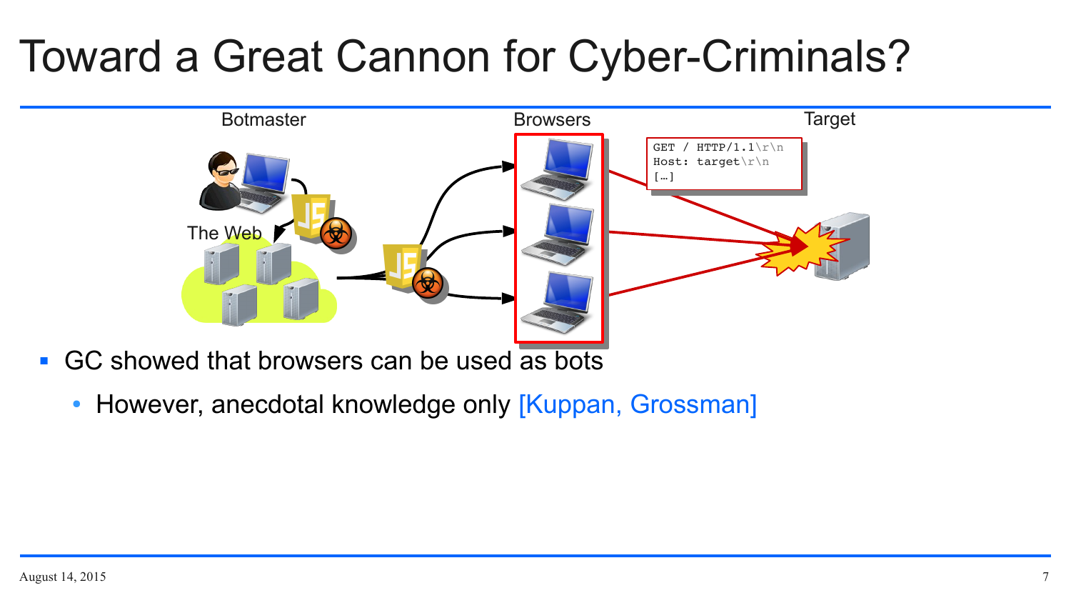# Toward a Great Cannon for Cyber-Criminals?

Botmaster

Browsers

Target

The Web

```
GET / HTTP/1.1\r\n
Host: target\r\n
[…]
```

- GC showed that browsers can be used as bots
  - However, anecdotal knowledge only [Kuppan, Grossman]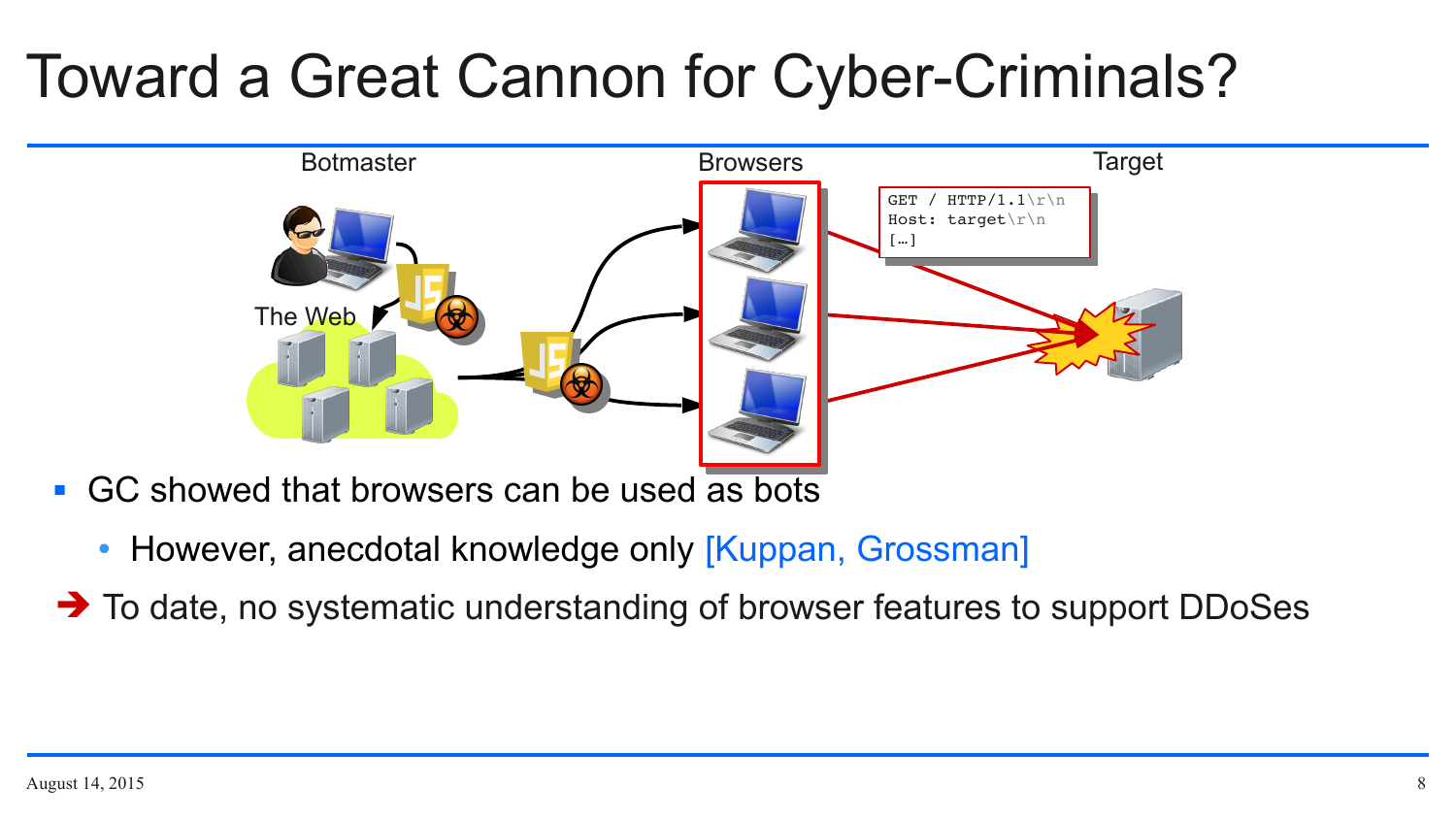# Toward a Great Cannon for Cyber-Criminals?

Botmaster

The Web

Browsers

Target

```
GET / HTTP/1.1\r\n
Host: target\r\n
[…]
```

- GC showed that browsers can be used as bots
  - However, anecdotal knowledge only [Kuppan, Grossman]

➔ To date, no systematic understanding of browser features to support DDoSes

August 14, 2015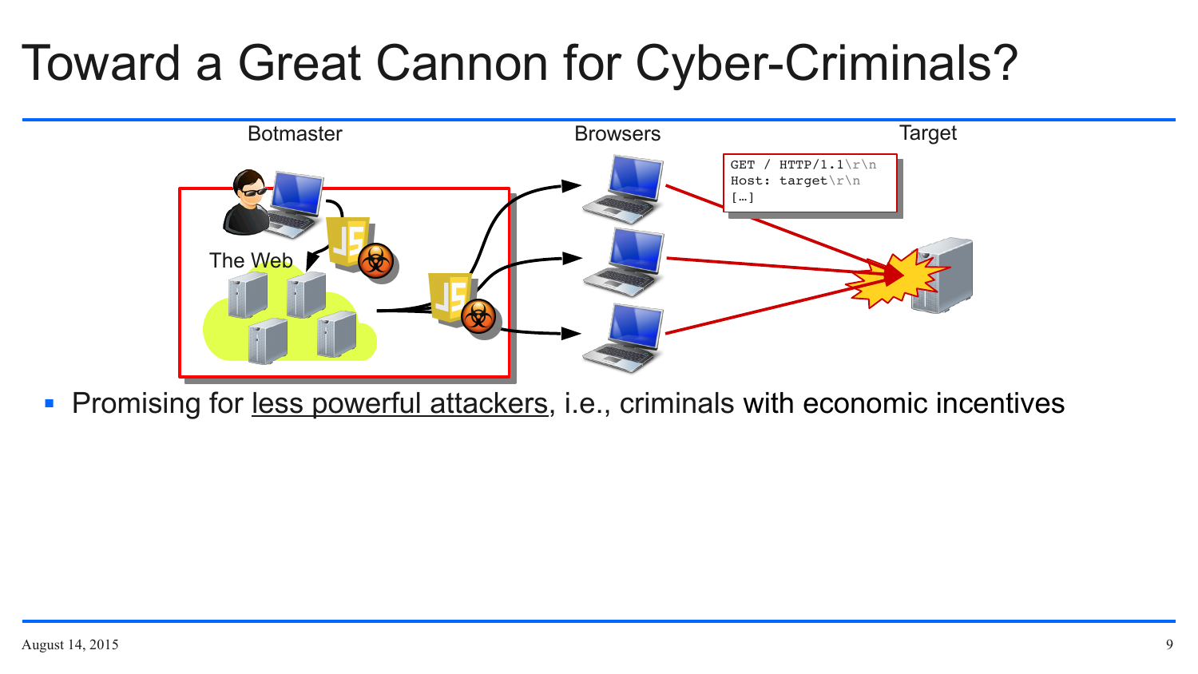# Toward a Great Cannon for Cyber-Criminals?

Botmaster

Browsers

Target

The Web

```
GET / HTTP/1.1\r\n
Host: target\r\n
[…]
```

- Promising for <u>less powerful attackers</u>, i.e., criminals with economic incentives

August 14, 2015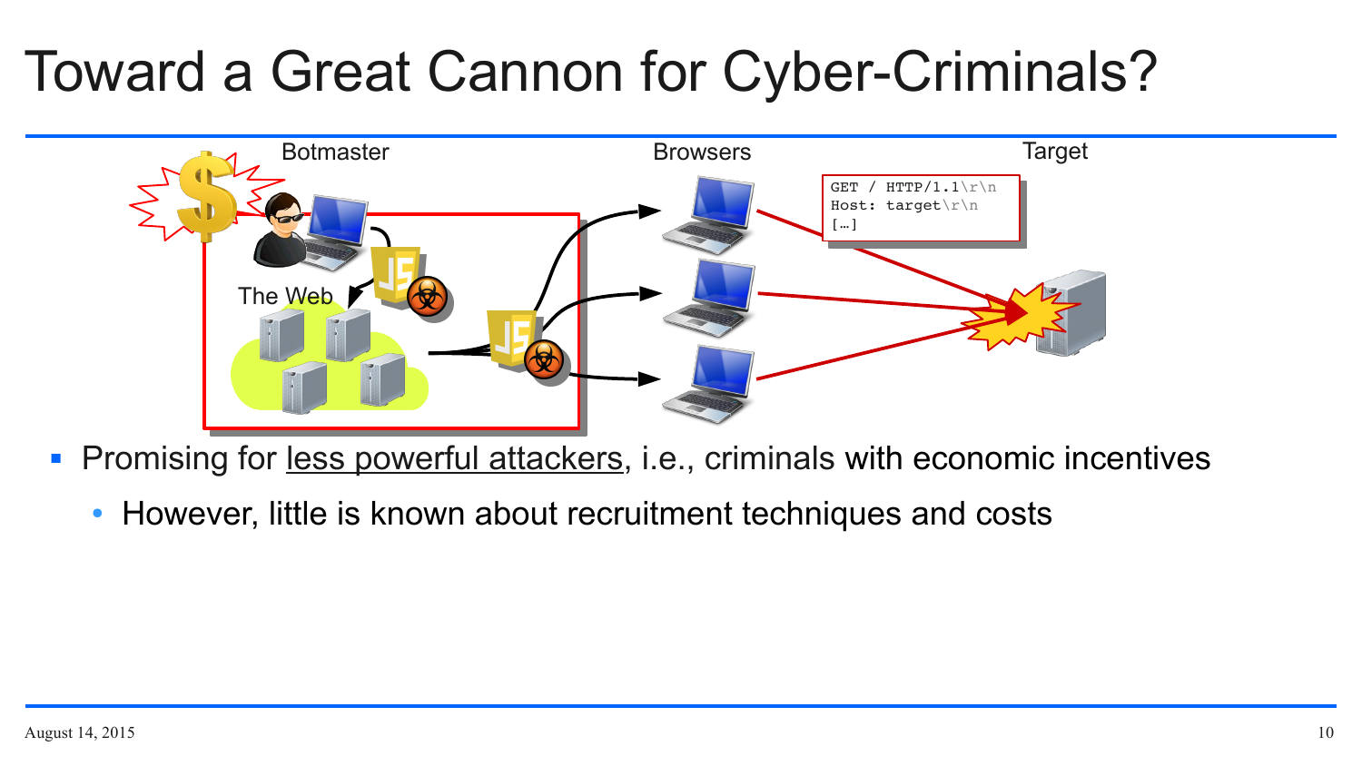# Toward a Great Cannon for Cyber-Criminals?

Botmaster

The Web

Browsers

Target

```
GET / HTTP/1.1\r\n
Host: target\r\n
[…]
```

- Promising for <u>less powerful attackers</u>, i.e., criminals with economic incentives
  - However, little is known about recruitment techniques and costs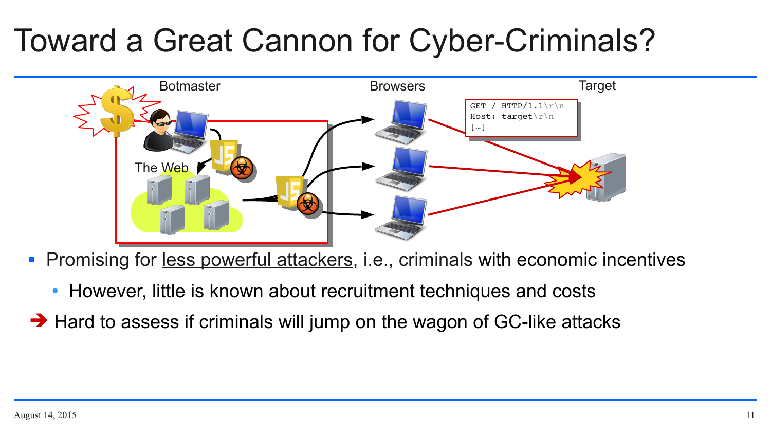# Toward a Great Cannon for Cyber-Criminals?

Botmaster

The Web

Browsers

Target

```
GET / HTTP/1.1\r\n
Host: target\r\n
[…]
```

- Promising for <u>less powerful attackers</u>, i.e., criminals with economic incentives
  - However, little is known about recruitment techniques and costs

➔ Hard to assess if criminals will jump on the wagon of GC-like attacks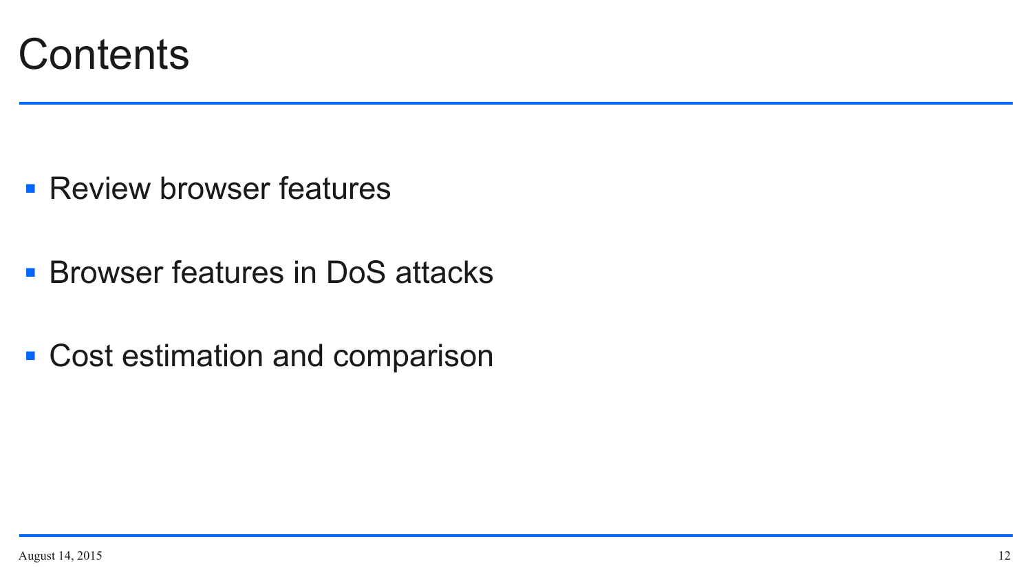# Contents

- Review browser features
- Browser features in DoS attacks
- Cost estimation and comparison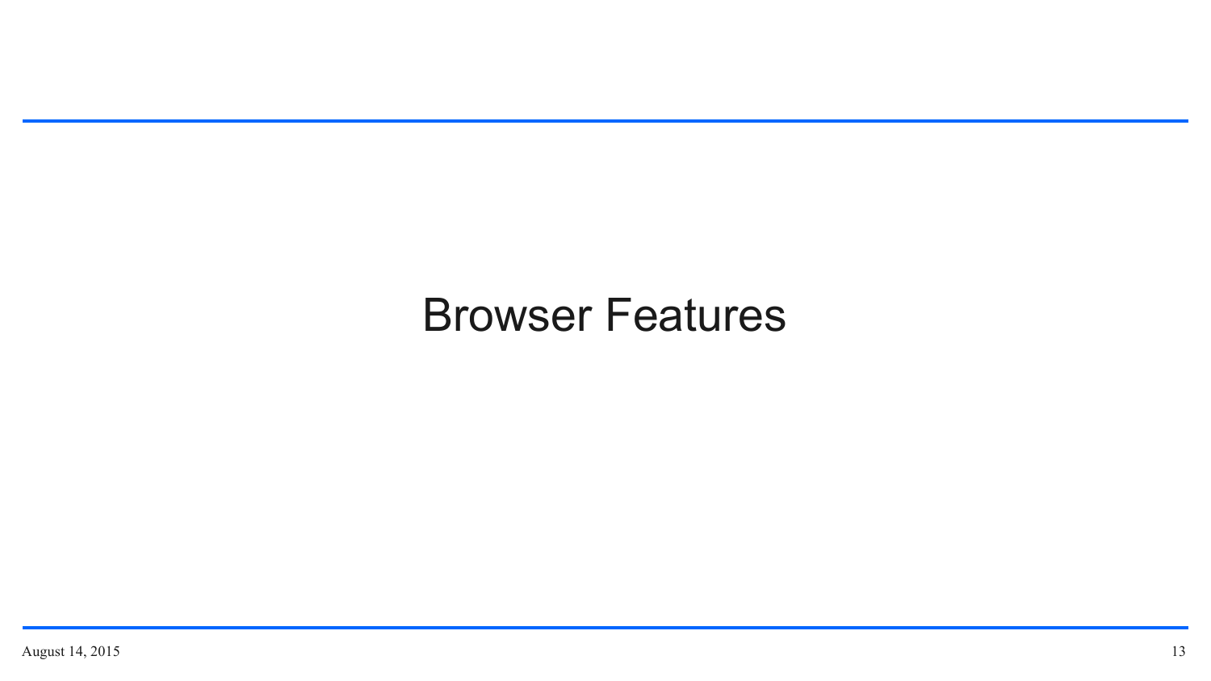# Browser Features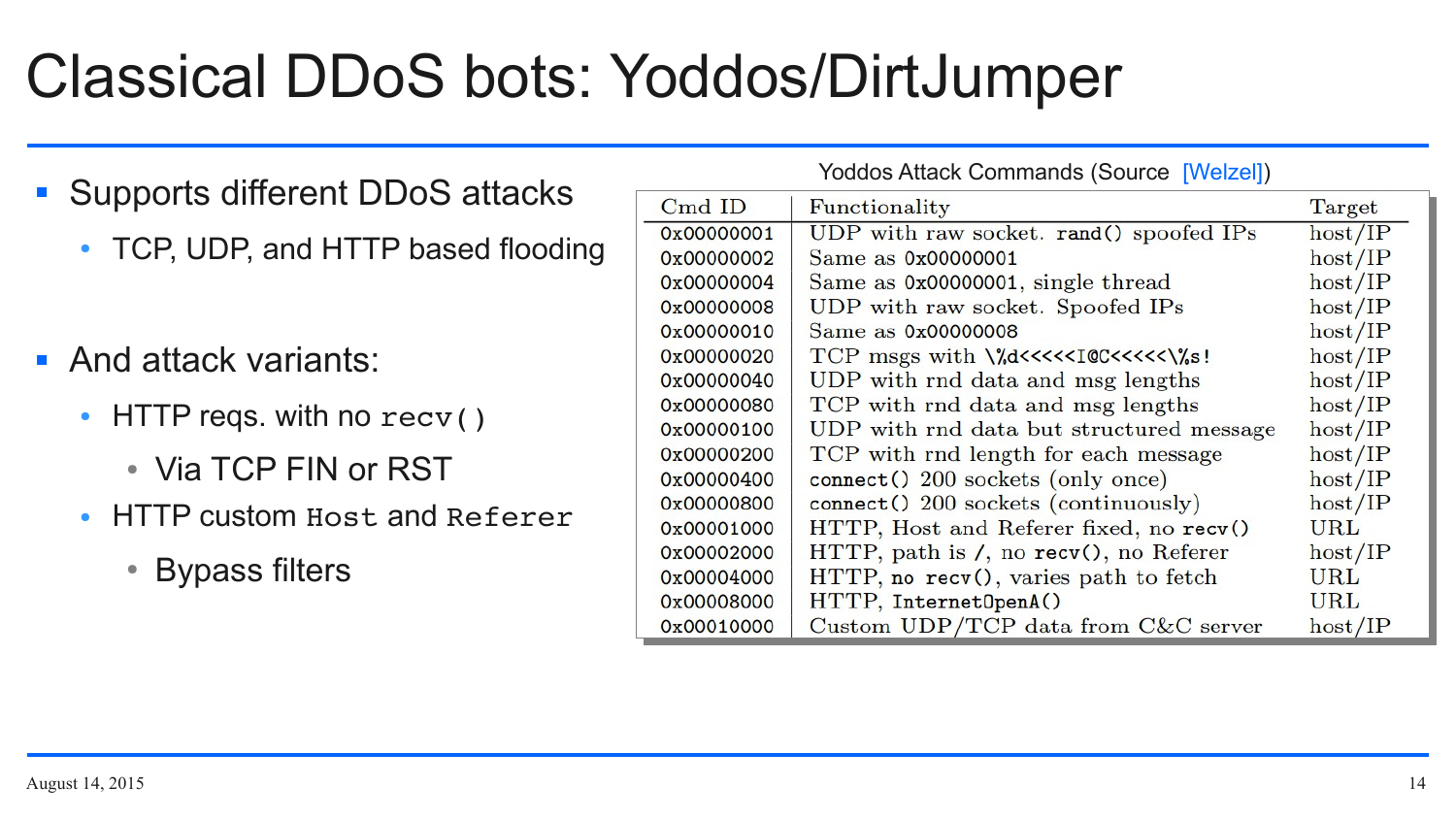# Classical DDoS bots: Yoddos/DirtJumper

- Supports different DDoS attacks
  - TCP, UDP, and HTTP based flooding
- And attack variants:
  - HTTP reqs. with no `recv()`
    - Via TCP FIN or RST
  - HTTP custom `Host` and `Referer`
    - Bypass filters

Yoddos Attack Commands (Source [Welzel])

| Cmd ID | Functionality | Target |
|---|---|---|
| 0x00000001 | UDP with raw socket. `rand()` spoofed IPs | host/IP |
| 0x00000002 | Same as 0x00000001 | host/IP |
| 0x00000004 | Same as 0x00000001, single thread | host/IP |
| 0x00000008 | UDP with raw socket. Spoofed IPs | host/IP |
| 0x00000010 | Same as 0x00000008 | host/IP |
| 0x00000020 | TCP msgs with `\%d<<<<<I@C<<<<<\%s!` | host/IP |
| 0x00000040 | UDP with rnd data and msg lengths | host/IP |
| 0x00000080 | TCP with rnd data and msg lengths | host/IP |
| 0x00000100 | UDP with rnd data but structured message | host/IP |
| 0x00000200 | TCP with rnd length for each message | host/IP |
| 0x00000400 | `connect()` 200 sockets (only once) | host/IP |
| 0x00000800 | `connect()` 200 sockets (continuously) | host/IP |
| 0x00001000 | HTTP, Host and Referer fixed, no `recv()` | URL |
| 0x00002000 | HTTP, path is `/`, no `recv()`, no Referer | host/IP |
| 0x00004000 | HTTP, no `recv()`, varies path to fetch | URL |
| 0x00008000 | HTTP, `InternetOpenA()` | URL |
| 0x00010000 | Custom UDP/TCP data from C&C server | host/IP |

August 14, 2015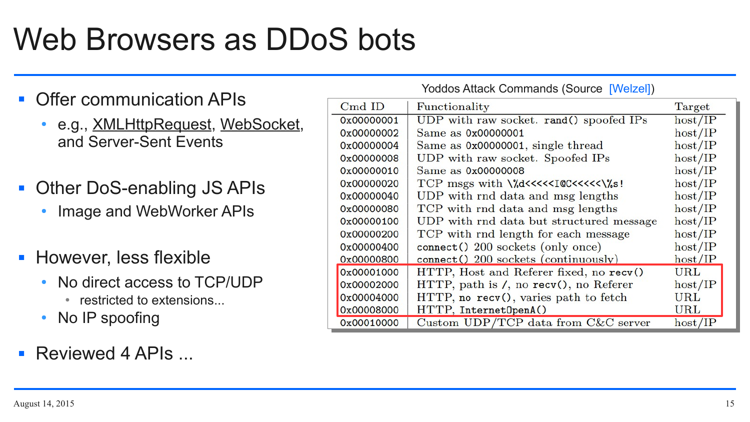# Web Browsers as DDoS bots

- Offer communication APIs
  - e.g., XMLHttpRequest, WebSocket, and Server-Sent Events
- Other DoS-enabling JS APIs
  - Image and WebWorker APIs
- However, less flexible
  - No direct access to TCP/UDP
    - restricted to extensions...
  - No IP spoofing
- Reviewed 4 APIs ...

Yoddos Attack Commands (Source [Welzel])

| Cmd ID | Functionality | Target |
|---|---|---|
| 0x00000001 | UDP with raw socket. rand() spoofed IPs | host/IP |
| 0x00000002 | Same as 0x00000001 | host/IP |
| 0x00000004 | Same as 0x00000001, single thread | host/IP |
| 0x00000008 | UDP with raw socket. Spoofed IPs | host/IP |
| 0x00000010 | Same as 0x00000008 | host/IP |
| 0x00000020 | TCP msgs with \%d<<<<<I@C<<<<<\%s! | host/IP |
| 0x00000040 | UDP with rnd data and msg lengths | host/IP |
| 0x00000080 | TCP with rnd data and msg lengths | host/IP |
| 0x00000100 | UDP with rnd data but structured message | host/IP |
| 0x00000200 | TCP with rnd length for each message | host/IP |
| 0x00000400 | connect() 200 sockets (only once) | host/IP |
| 0x00000800 | connect() 200 sockets (continuously) | host/IP |
| 0x00001000 | HTTP, Host and Referer fixed, no recv() | URL |
| 0x00002000 | HTTP, path is /, no recv(), no Referer | host/IP |
| 0x00004000 | HTTP, no recv(), varies path to fetch | URL |
| 0x00008000 | HTTP, InternetOpenA() | URL |
| 0x00010000 | Custom UDP/TCP data from C&C server | host/IP |

August 14, 2015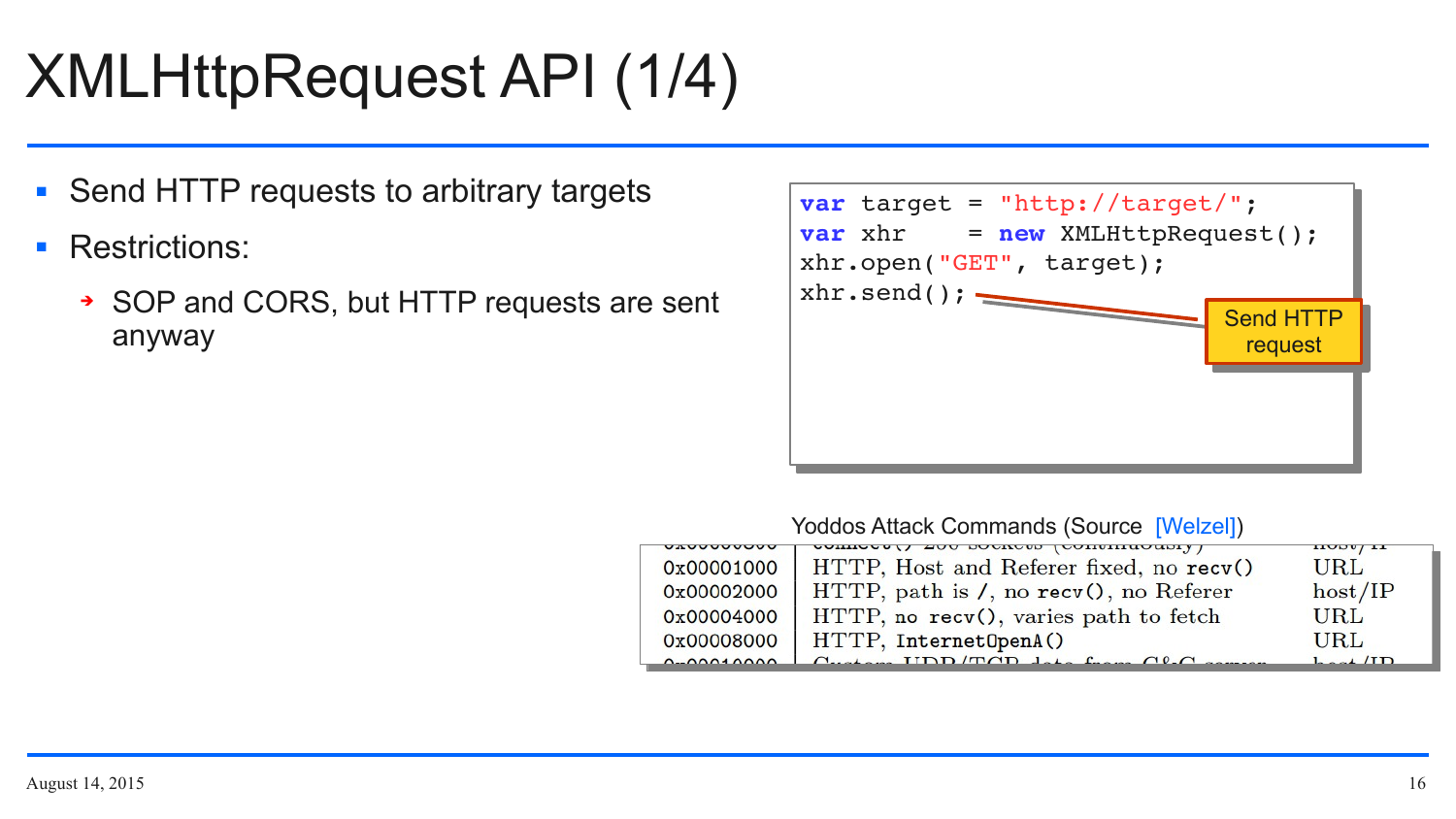# XMLHttpRequest API (1/4)

- Send HTTP requests to arbitrary targets
- Restrictions:
  - SOP and CORS, but HTTP requests are sent anyway

```
var target = "http://target/";
var xhr    = new XMLHttpRequest();
xhr.open("GET", target);
xhr.send();
```

Send HTTP request

Yoddos Attack Commands (Source [Welzel])

| | | |
|---|---|---|
| 0x00001000 | HTTP, Host and Referer fixed, no recv() | URL |
| 0x00002000 | HTTP, path is /, no recv(), no Referer | host/IP |
| 0x00004000 | HTTP, no recv(), varies path to fetch | URL |
| 0x00008000 | HTTP, InternetOpenA() | URL |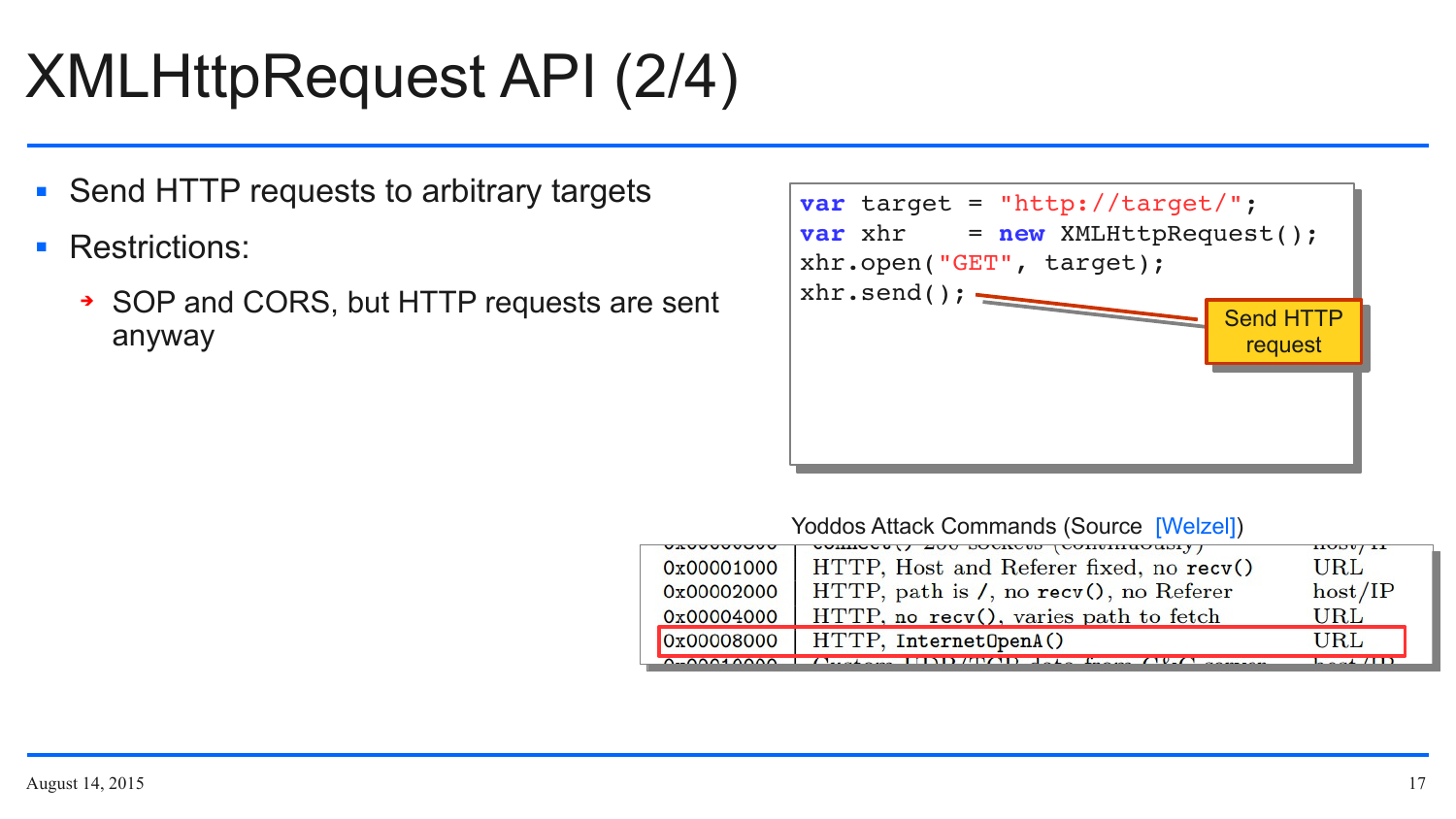# XMLHttpRequest API (2/4)

- Send HTTP requests to arbitrary targets
- Restrictions:
  - SOP and CORS, but HTTP requests are sent anyway

```
var target = "http://target/";
var xhr    = new XMLHttpRequest();
xhr.open("GET", target);
xhr.send();
```

Send HTTP request

Yoddos Attack Commands (Source [Welzel])

| | | |
|---|---|---|
| 0x00001000 | HTTP, Host and Referer fixed, no recv() | URL |
| 0x00002000 | HTTP, path is /, no recv(), no Referer | host/IP |
| 0x00004000 | HTTP, no recv(), varies path to fetch | URL |
| 0x00008000 | HTTP, InternetOpenA() | URL |

August 14, 2015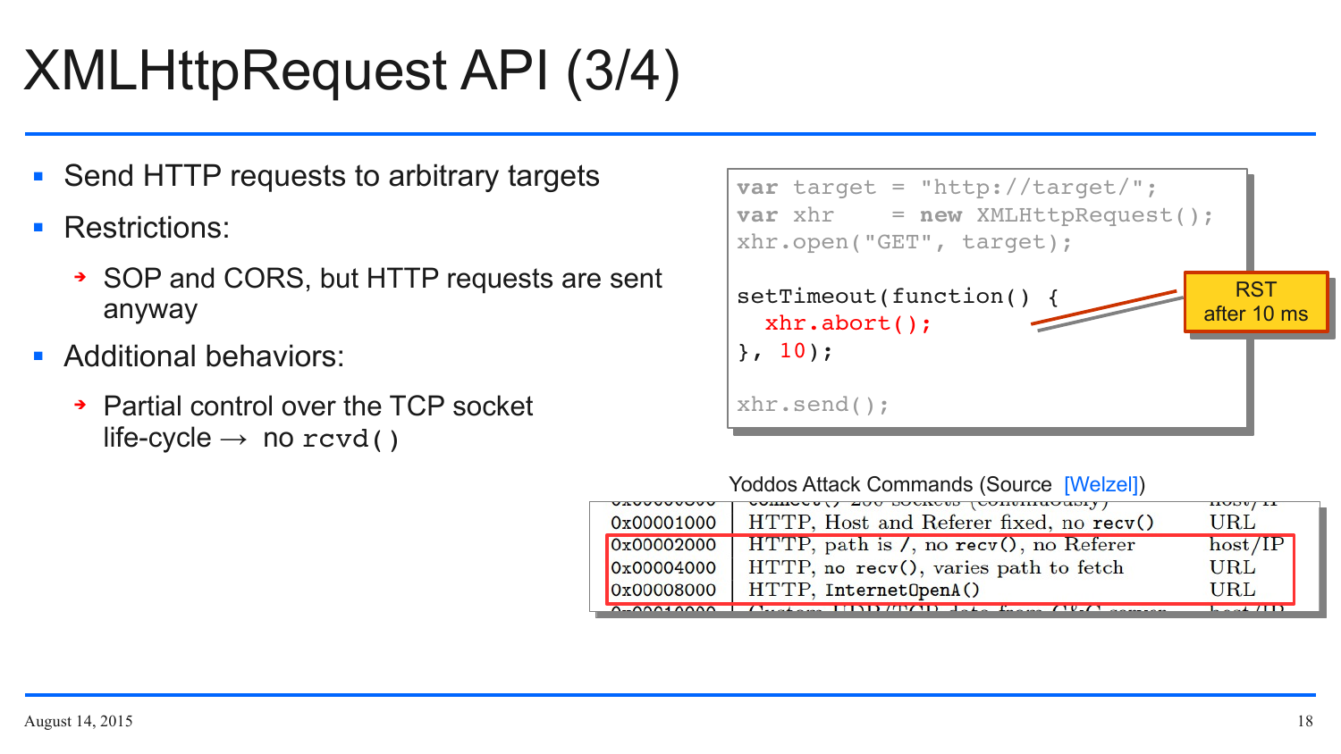# XMLHttpRequest API (3/4)

- Send HTTP requests to arbitrary targets
- Restrictions:
  - SOP and CORS, but HTTP requests are sent anyway
- Additional behaviors:
  - Partial control over the TCP socket life-cycle → no `rcvd()`

```
var target = "http://target/";
var xhr    = new XMLHttpRequest();
xhr.open("GET", target);

setTimeout(function() {
  xhr.abort();
}, 10);

xhr.send();
```

RST after 10 ms

Yoddos Attack Commands (Source [Welzel])

| | | |
|---|---|---|
| 0x00001000 | HTTP, Host and Referer fixed, no recv() | URL |
| 0x00002000 | HTTP, path is /, no recv(), no Referer | host/IP |
| 0x00004000 | HTTP, no recv(), varies path to fetch | URL |
| 0x00008000 | HTTP, InternetOpenA() | URL |

August 14, 2015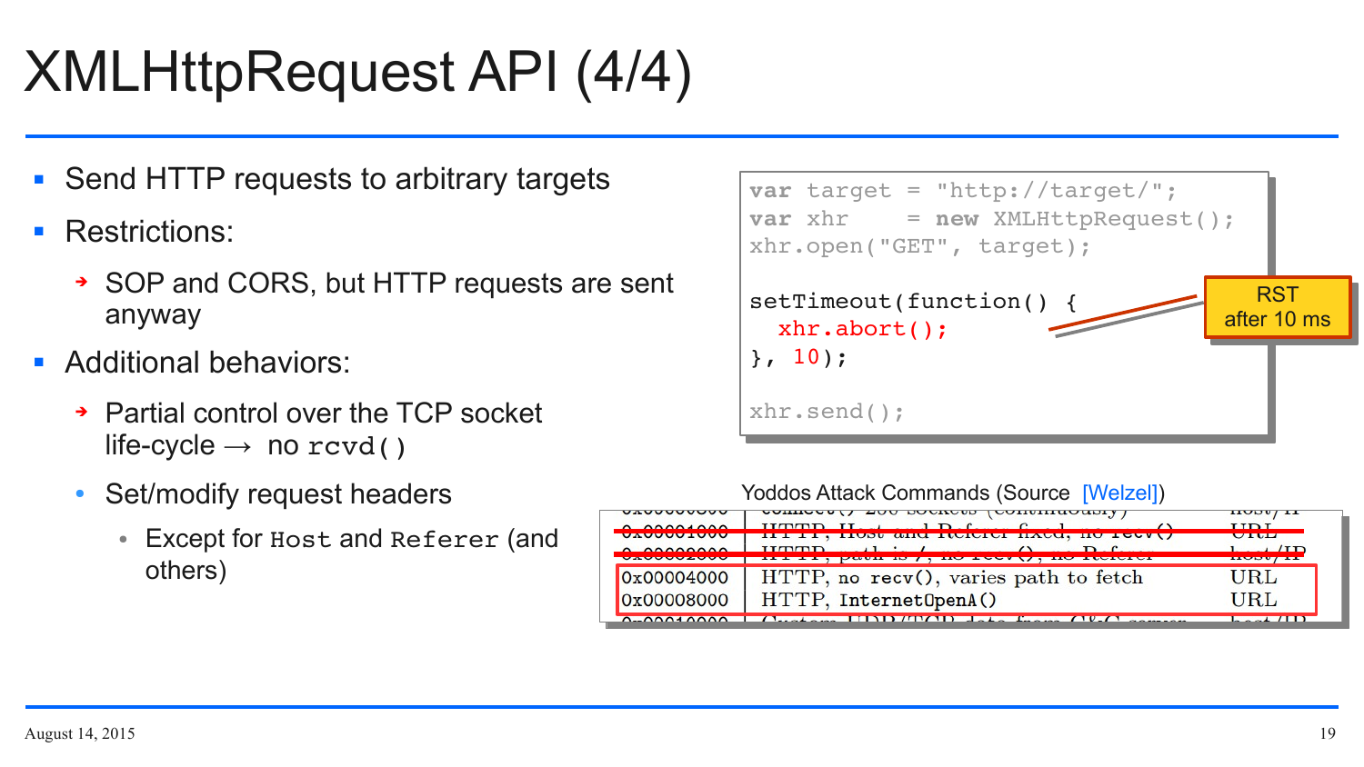# XMLHttpRequest API (4/4)

- Send HTTP requests to arbitrary targets
- Restrictions:
  - SOP and CORS, but HTTP requests are sent anyway
- Additional behaviors:
  - Partial control over the TCP socket life-cycle → no `rcvd()`
  - Set/modify request headers
    - Except for `Host` and `Referer` (and others)

```
var target = "http://target/";
var xhr    = new XMLHttpRequest();
xhr.open("GET", target);

setTimeout(function() {
  xhr.abort();
}, 10);

xhr.send();
```

RST after 10 ms

Yoddos Attack Commands (Source [Welzel])

| | | |
|---|---|---|
| 0x00000800 | connect() 200 sockets (continuously) | host/IP |
| ~~0x00001000~~ | ~~HTTP, Host and Referer fixed, no recv()~~ | ~~URL~~ |
| ~~0x00002000~~ | ~~HTTP, path is /, no recv(), no Referer~~ | ~~host/IP~~ |
| 0x00004000 | HTTP, no recv(), varies path to fetch | URL |
| 0x00008000 | HTTP, InternetOpenA() | URL |
| 0x00010000 | Custom UDP/TCP data from C&C server | host/IP |

August 14, 2015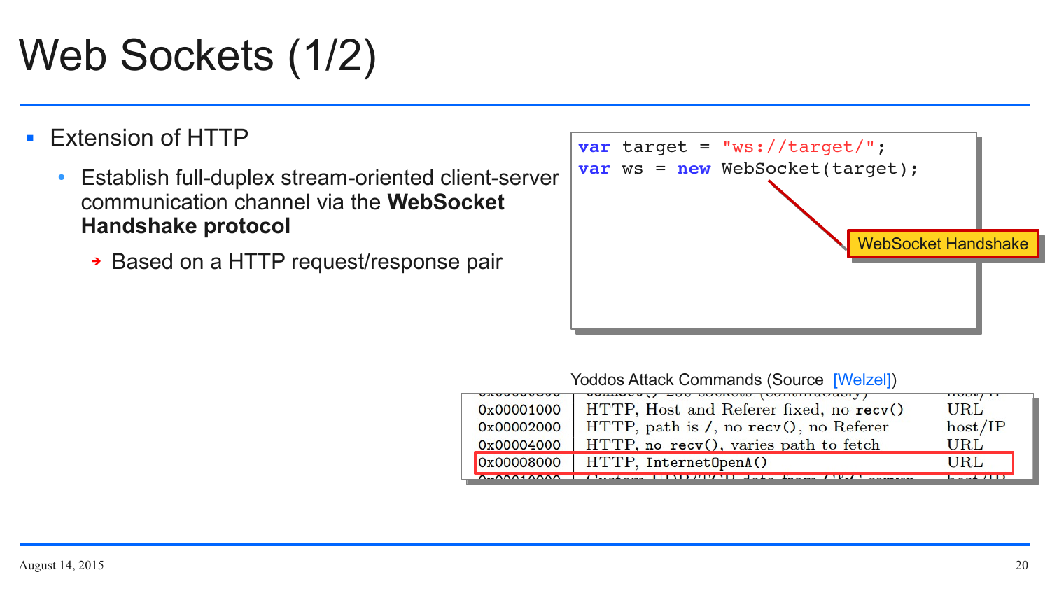# Web Sockets (1/2)

- Extension of HTTP
  - Establish full-duplex stream-oriented client-server communication channel via the **WebSocket Handshake protocol**
    - Based on a HTTP request/response pair

```
var target = "ws://target/";
var ws = new WebSocket(target);
```

WebSocket Handshake

Yoddos Attack Commands (Source [Welzel])

| | | |
|---|---|---|
| 0x00001000 | HTTP, Host and Referer fixed, no recv() | URL |
| 0x00002000 | HTTP, path is /, no recv(), no Referer | host/IP |
| 0x00004000 | HTTP, no recv(), varies path to fetch | URL |
| 0x00008000 | HTTP, InternetOpenA() | URL |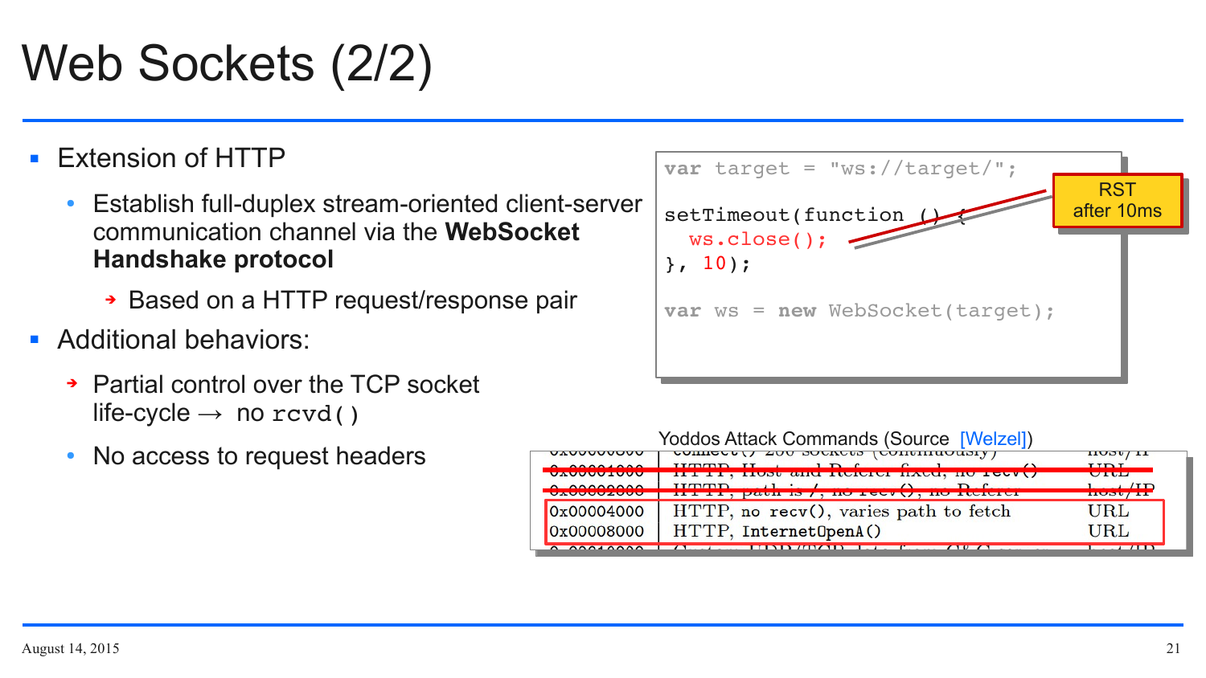# Web Sockets (2/2)

- Extension of HTTP
  - Establish full-duplex stream-oriented client-server communication channel via the **WebSocket Handshake protocol**
    - Based on a HTTP request/response pair
- Additional behaviors:
  - Partial control over the TCP socket life-cycle → no `rcvd()`
  - No access to request headers

```
var target = "ws://target/";

setTimeout(function () {
  ws.close();
}, 10);

var ws = new WebSocket(target);
```

RST after 10ms

Yoddos Attack Commands (Source [Welzel])

| | | |
|---|---|---|
| 0x00000800 | connect() 200 sockets (continuously) | host/IP |
| ~~0x00001000~~ | ~~HTTP, Host and Referer fixed, no recv()~~ | ~~URL~~ |
| ~~0x00002000~~ | ~~HTTP, path is /, no recv(), no Referer~~ | ~~host/IP~~ |
| 0x00004000 | HTTP, no recv(), varies path to fetch | URL |
| 0x00008000 | HTTP, InternetOpenA() | URL |
| 0x00010000 | Custom UDP/TCP data from C&C server | host/IP |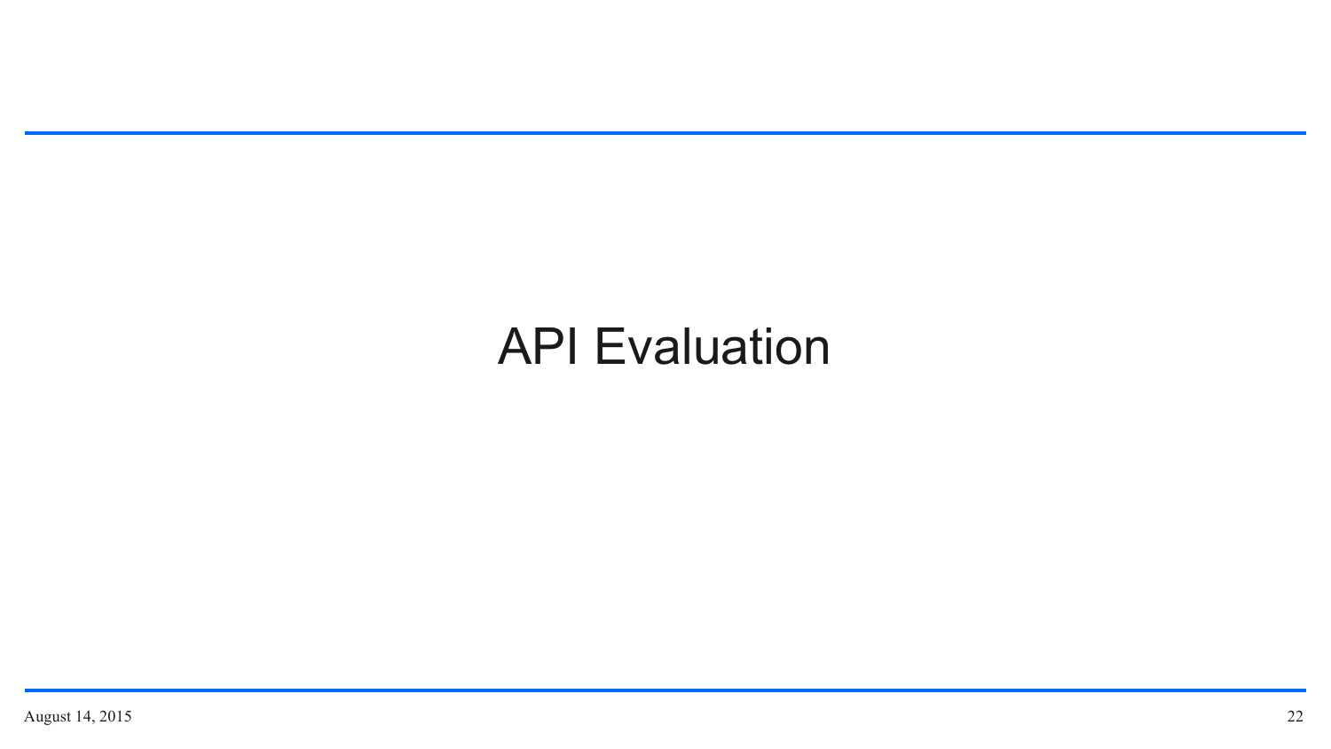# API Evaluation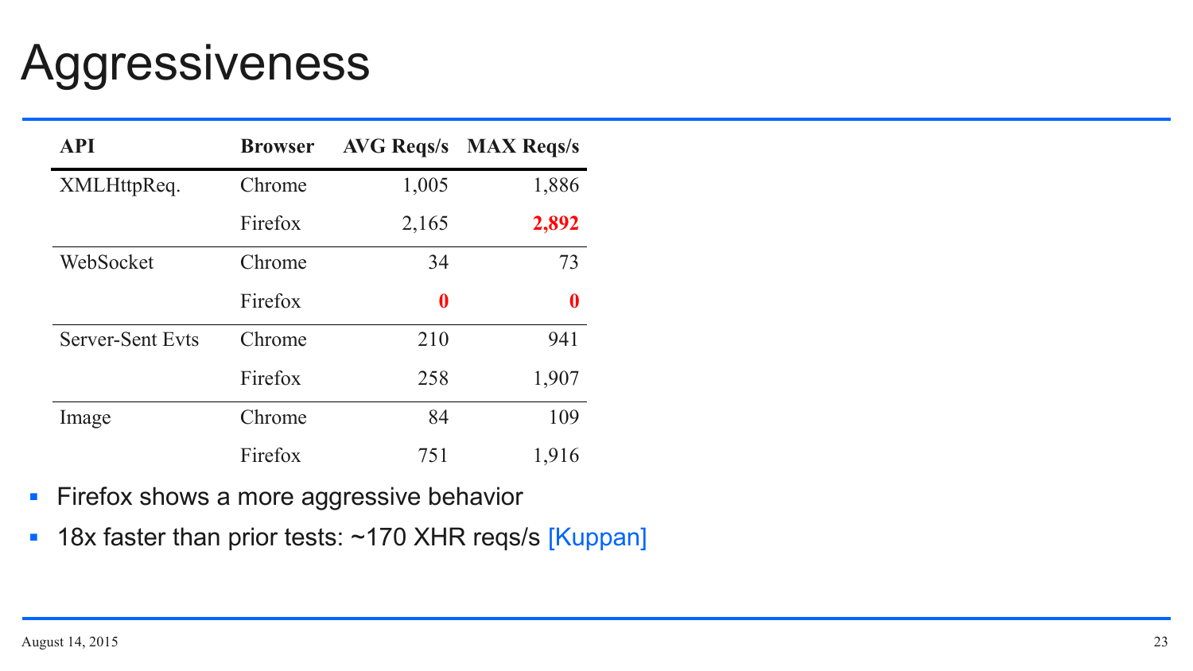# Aggressiveness

| API | Browser | AVG Reqs/s | MAX Reqs/s |
|---|---|---|---|
| XMLHttpReq. | Chrome | 1,005 | 1,886 |
| | Firefox | 2,165 | **2,892** |
| WebSocket | Chrome | 34 | 73 |
| | Firefox | **0** | **0** |
| Server-Sent Evts | Chrome | 210 | 941 |
| | Firefox | 258 | 1,907 |
| Image | Chrome | 84 | 109 |
| | Firefox | 751 | 1,916 |

- Firefox shows a more aggressive behavior
- 18x faster than prior tests: ~170 XHR reqs/s [Kuppan]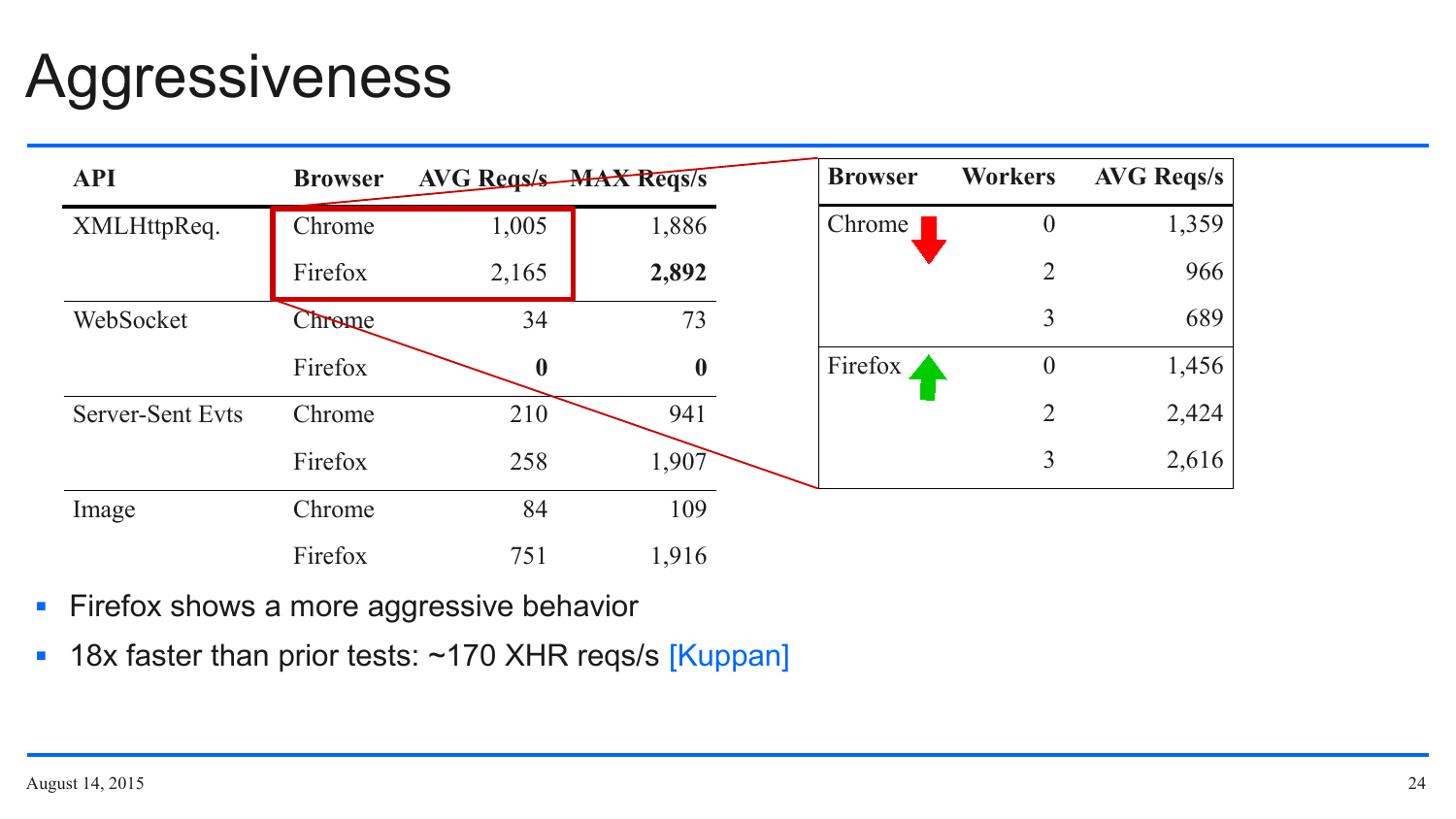# Aggressiveness

| API | Browser | AVG Reqs/s | MAX Reqs/s |
|---|---|---|---|
| XMLHttpReq. | Chrome | 1,005 | 1,886 |
| | Firefox | 2,165 | **2,892** |
| WebSocket | Chrome | 34 | 73 |
| | Firefox | **0** | **0** |
| Server-Sent Evts | Chrome | 210 | 941 |
| | Firefox | 258 | 1,907 |
| Image | Chrome | 84 | 109 |
| | Firefox | 751 | 1,916 |

| Browser | Workers | AVG Reqs/s |
|---|---|---|
| Chrome | 0 | 1,359 |
| | 2 | 966 |
| | 3 | 689 |
| Firefox | 0 | 1,456 |
| | 2 | 2,424 |
| | 3 | 2,616 |

- Firefox shows a more aggressive behavior
- 18x faster than prior tests: ~170 XHR reqs/s [Kuppan]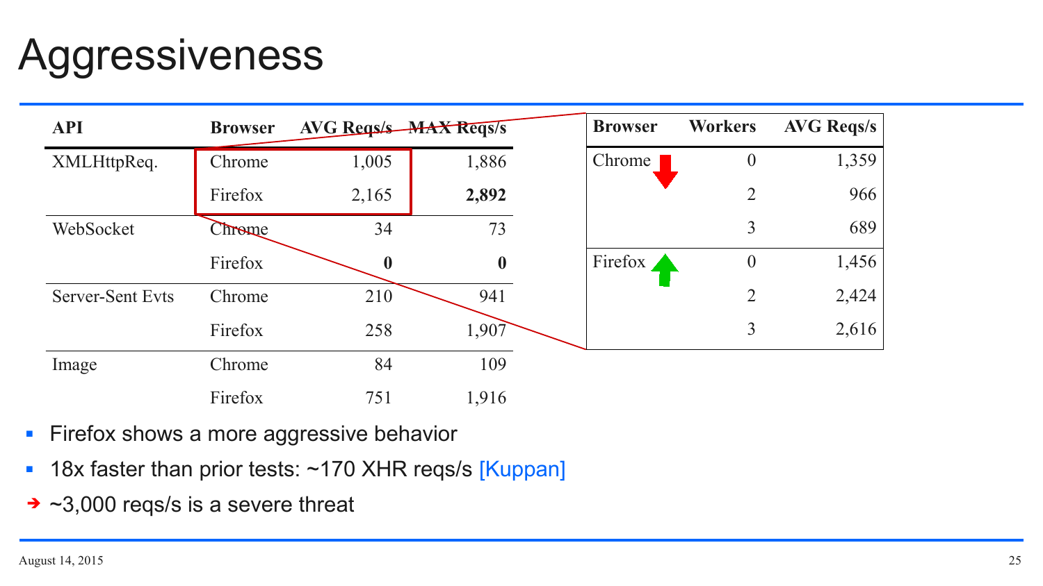# Aggressiveness

| API | Browser | AVG Reqs/s | MAX Reqs/s |
|---|---|---|---|
| XMLHttpReq. | Chrome | 1,005 | 1,886 |
| | Firefox | 2,165 | **2,892** |
| WebSocket | Chrome | 34 | 73 |
| | Firefox | **0** | **0** |
| Server-Sent Evts | Chrome | 210 | 941 |
| | Firefox | 258 | 1,907 |
| Image | Chrome | 84 | 109 |
| | Firefox | 751 | 1,916 |

| Browser | Workers | AVG Reqs/s |
|---|---|---|
| Chrome | 0 | 1,359 |
| | 2 | 966 |
| | 3 | 689 |
| Firefox | 0 | 1,456 |
| | 2 | 2,424 |
| | 3 | 2,616 |

- Firefox shows a more aggressive behavior
- 18x faster than prior tests: ~170 XHR reqs/s [Kuppan]

➔ ~3,000 reqs/s is a severe threat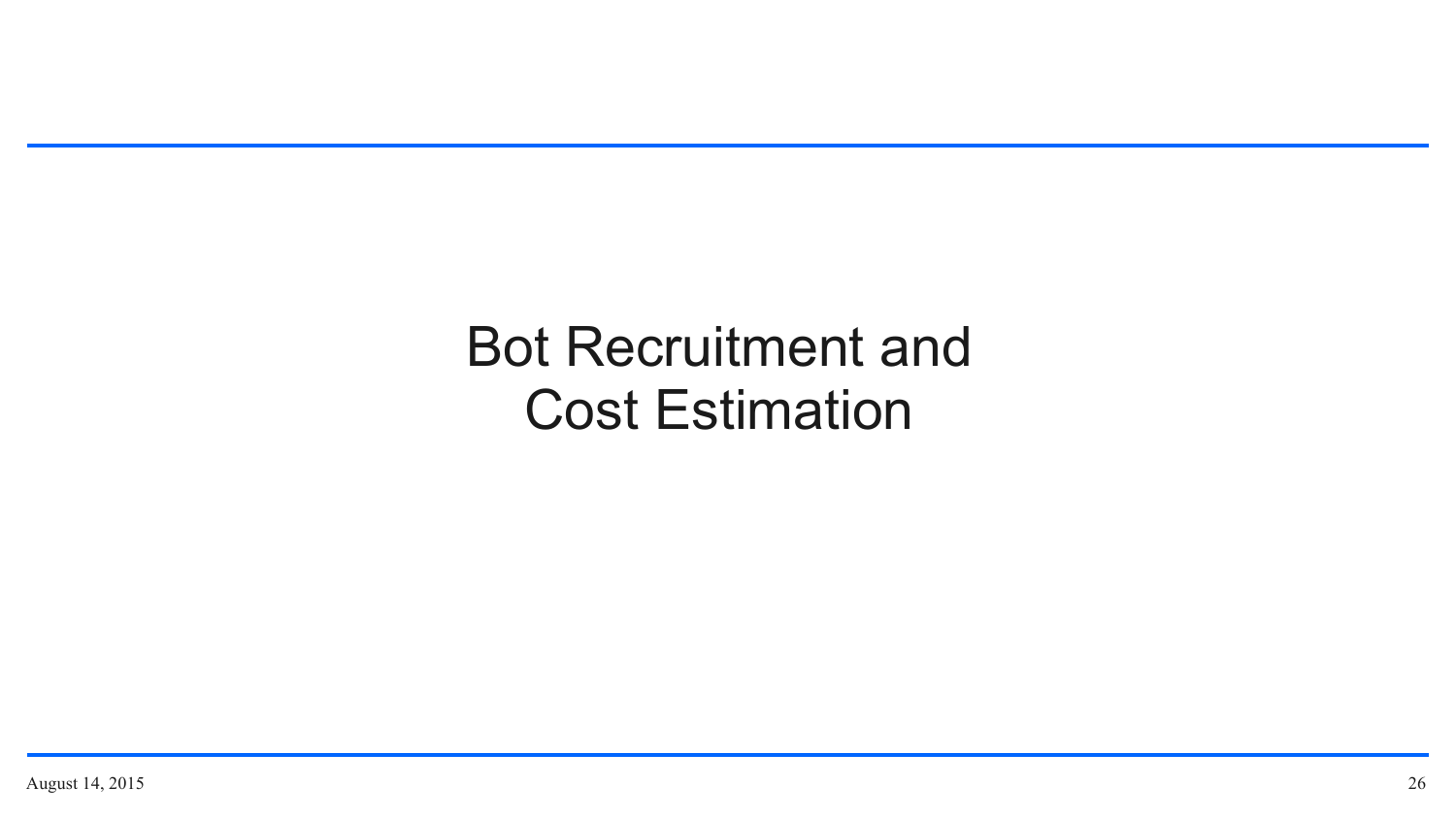# Bot Recruitment and Cost Estimation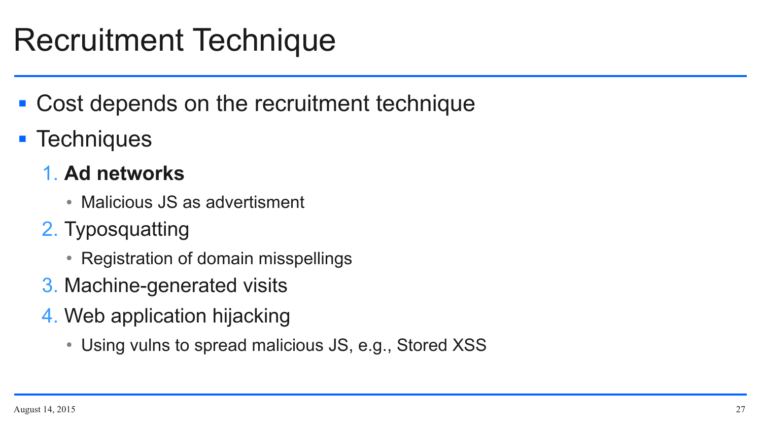# Recruitment Technique

- Cost depends on the recruitment technique
- Techniques
  1. **Ad networks**
     - Malicious JS as advertisment
  2. Typosquatting
     - Registration of domain misspellings
  3. Machine-generated visits
  4. Web application hijacking
     - Using vulns to spread malicious JS, e.g., Stored XSS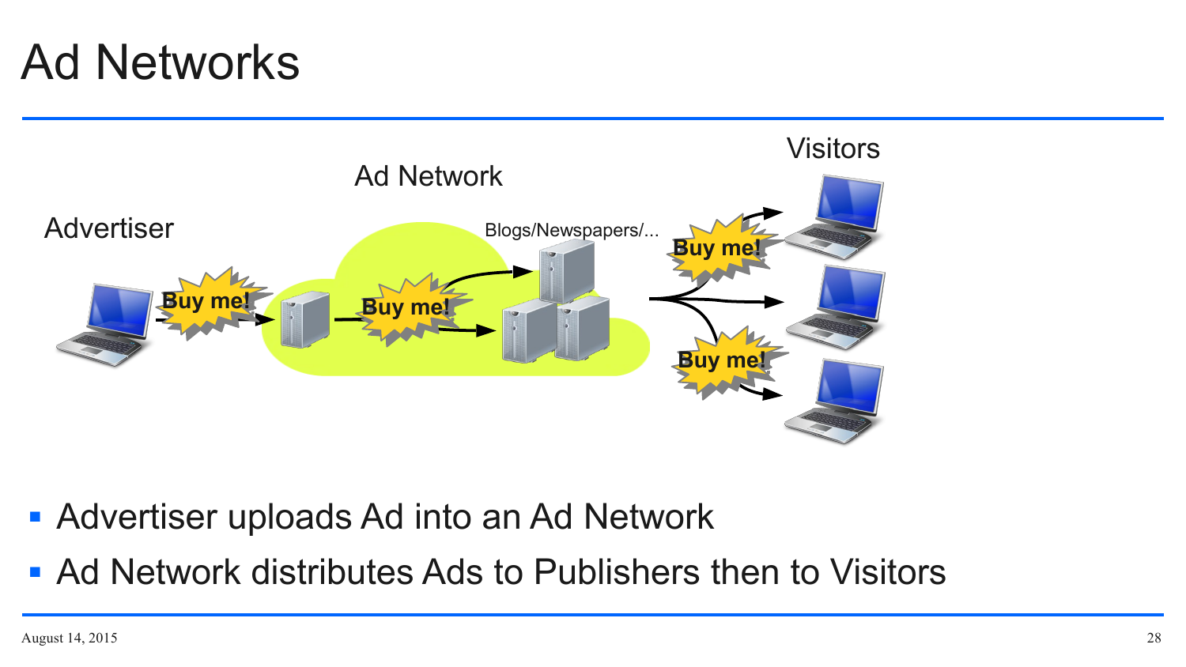# Ad Networks

Visitors

Ad Network

Advertiser

Blogs/Newspapers/...

Buy me!

Buy me!

Buy me!

Buy me!

- Advertiser uploads Ad into an Ad Network
- Ad Network distributes Ads to Publishers then to Visitors

August 14, 2015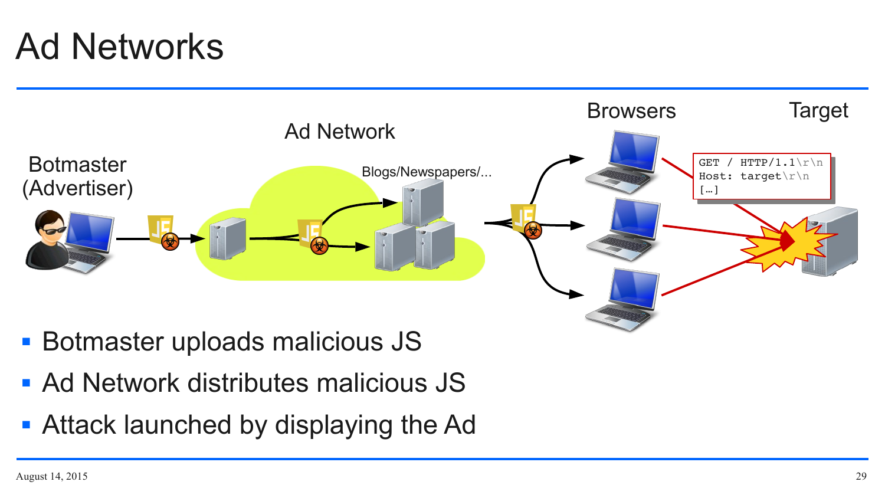# Ad Networks

Botmaster (Advertiser)

Ad Network

Blogs/Newspapers/...

Browsers

Target

```
GET / HTTP/1.1\r\n
Host: target\r\n
[…]
```

- Botmaster uploads malicious JS
- Ad Network distributes malicious JS
- Attack launched by displaying the Ad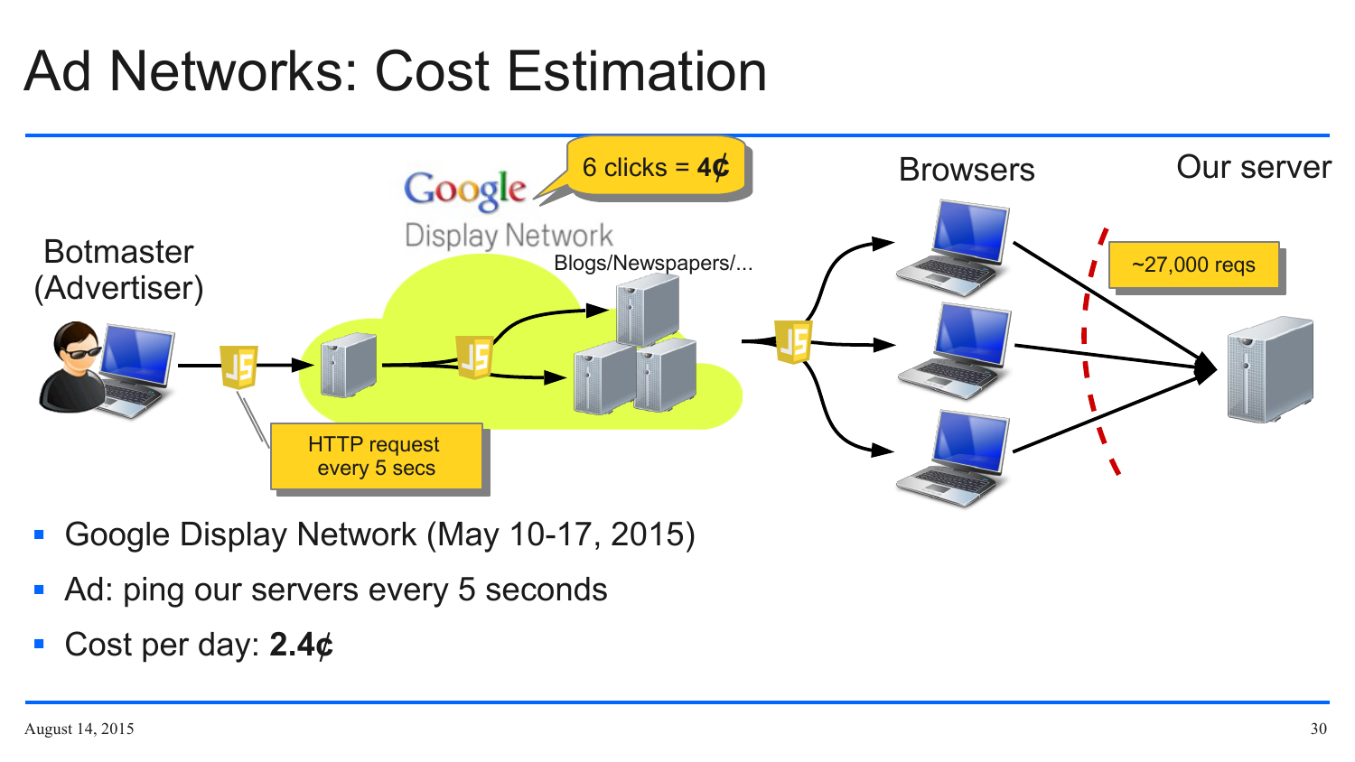# Ad Networks: Cost Estimation

Botmaster (Advertiser)

HTTP request every 5 secs

Google Display Network

6 clicks = **4¢**

Blogs/Newspapers/...

Browsers

~27,000 reqs

Our server

- Google Display Network (May 10-17, 2015)
- Ad: ping our servers every 5 seconds
- Cost per day: **2.4¢**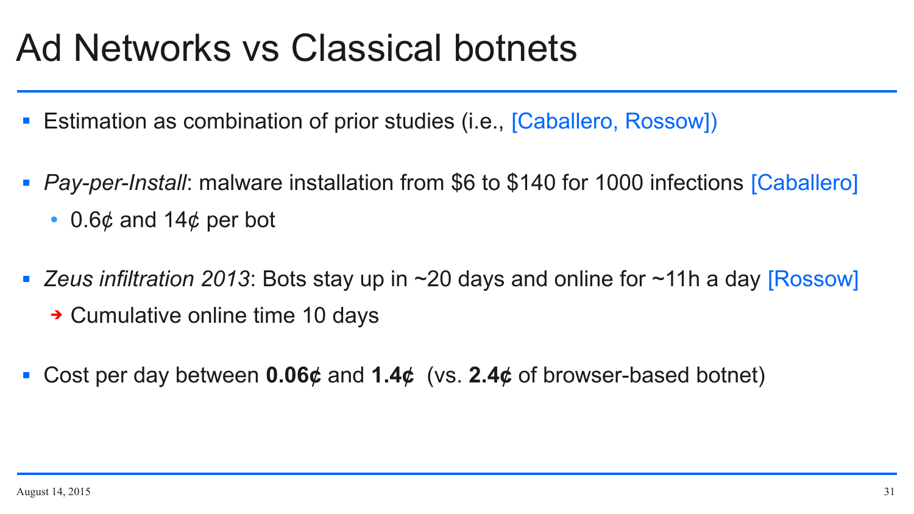# Ad Networks vs Classical botnets

- Estimation as combination of prior studies (i.e., [Caballero, Rossow])
- *Pay-per-Install*: malware installation from $6 to $140 for 1000 infections [Caballero]
  - 0.6¢ and 14¢ per bot
- *Zeus infiltration 2013*: Bots stay up in ~20 days and online for ~11h a day [Rossow]
  - ➔ Cumulative online time 10 days
- Cost per day between **0.06¢** and **1.4¢** (vs. **2.4¢** of browser-based botnet)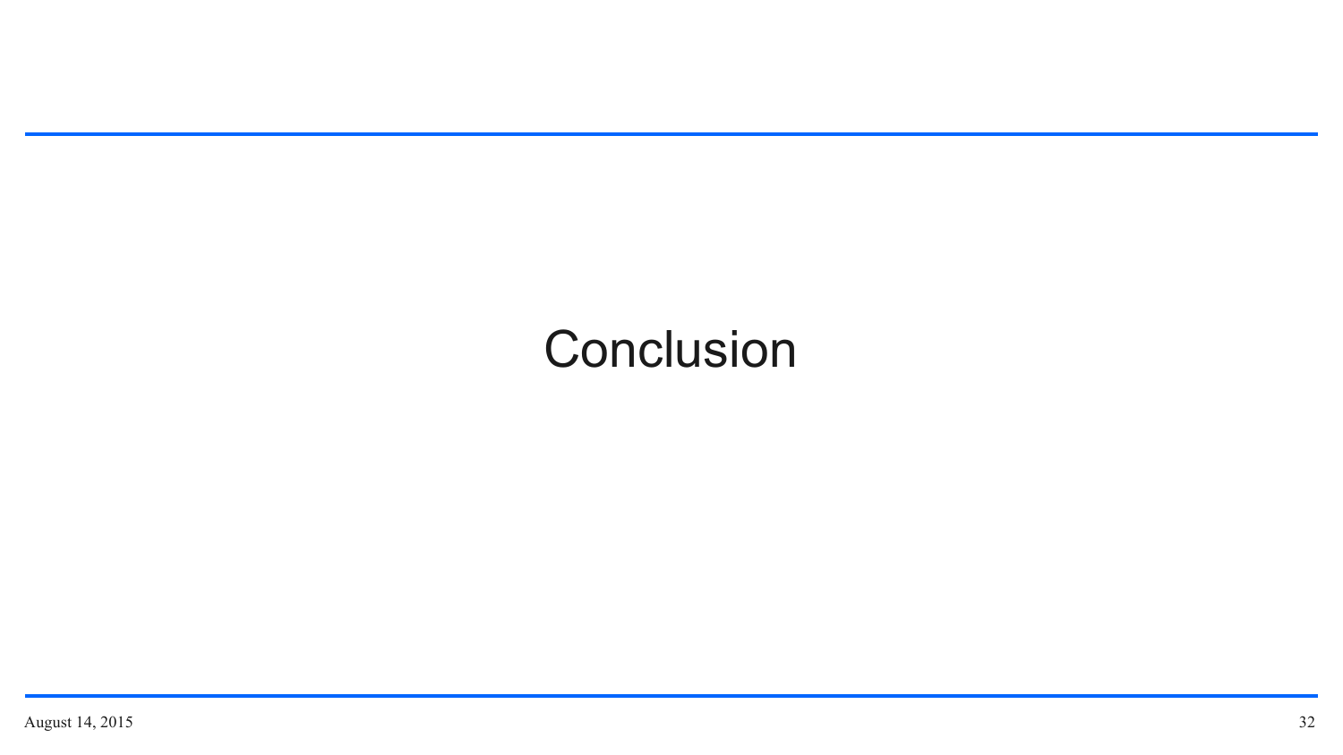# Conclusion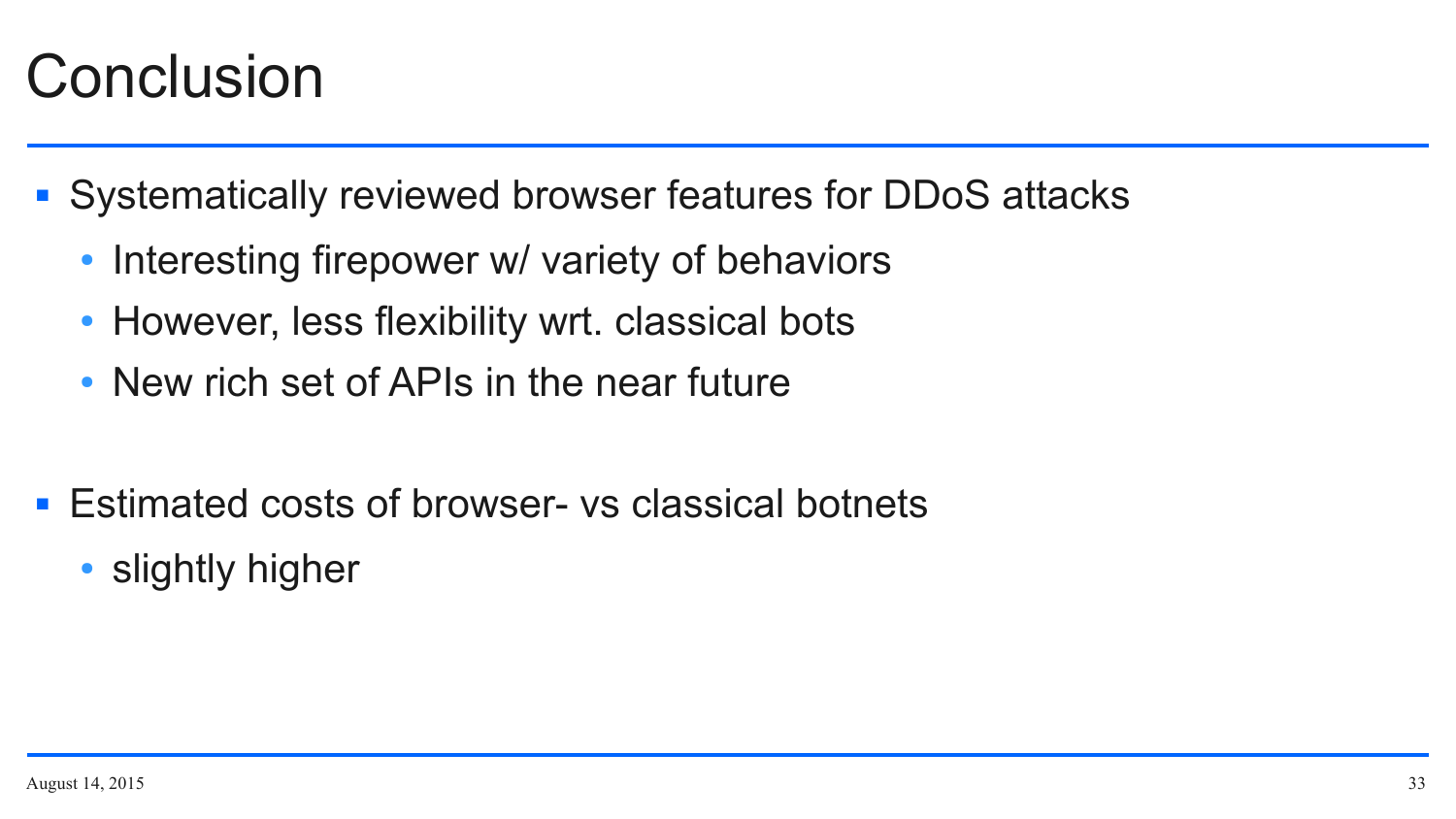# Conclusion

- Systematically reviewed browser features for DDoS attacks
  - Interesting firepower w/ variety of behaviors
  - However, less flexibility wrt. classical bots
  - New rich set of APIs in the near future

- Estimated costs of browser- vs classical botnets
  - slightly higher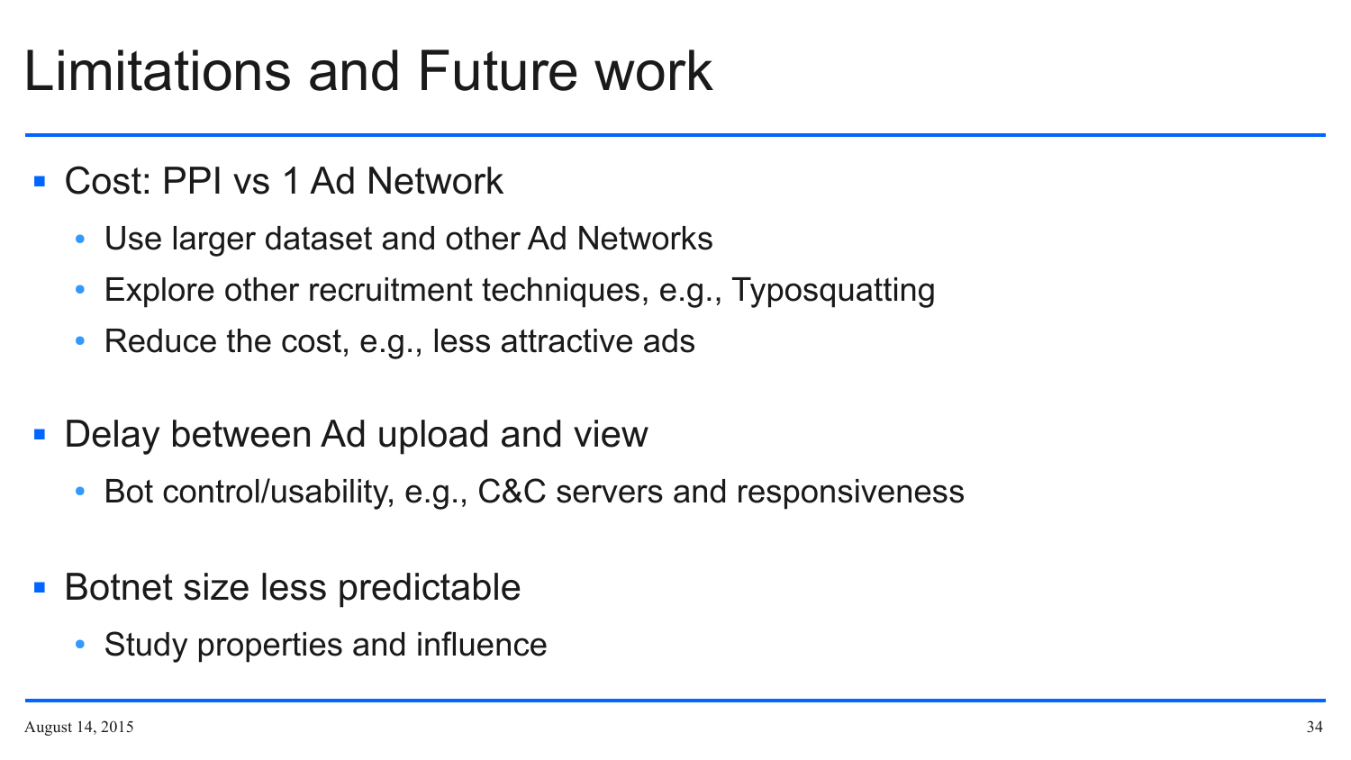# Limitations and Future work

- Cost: PPI vs 1 Ad Network
  - Use larger dataset and other Ad Networks
  - Explore other recruitment techniques, e.g., Typosquatting
  - Reduce the cost, e.g., less attractive ads
- Delay between Ad upload and view
  - Bot control/usability, e.g., C&C servers and responsiveness
- Botnet size less predictable
  - Study properties and influence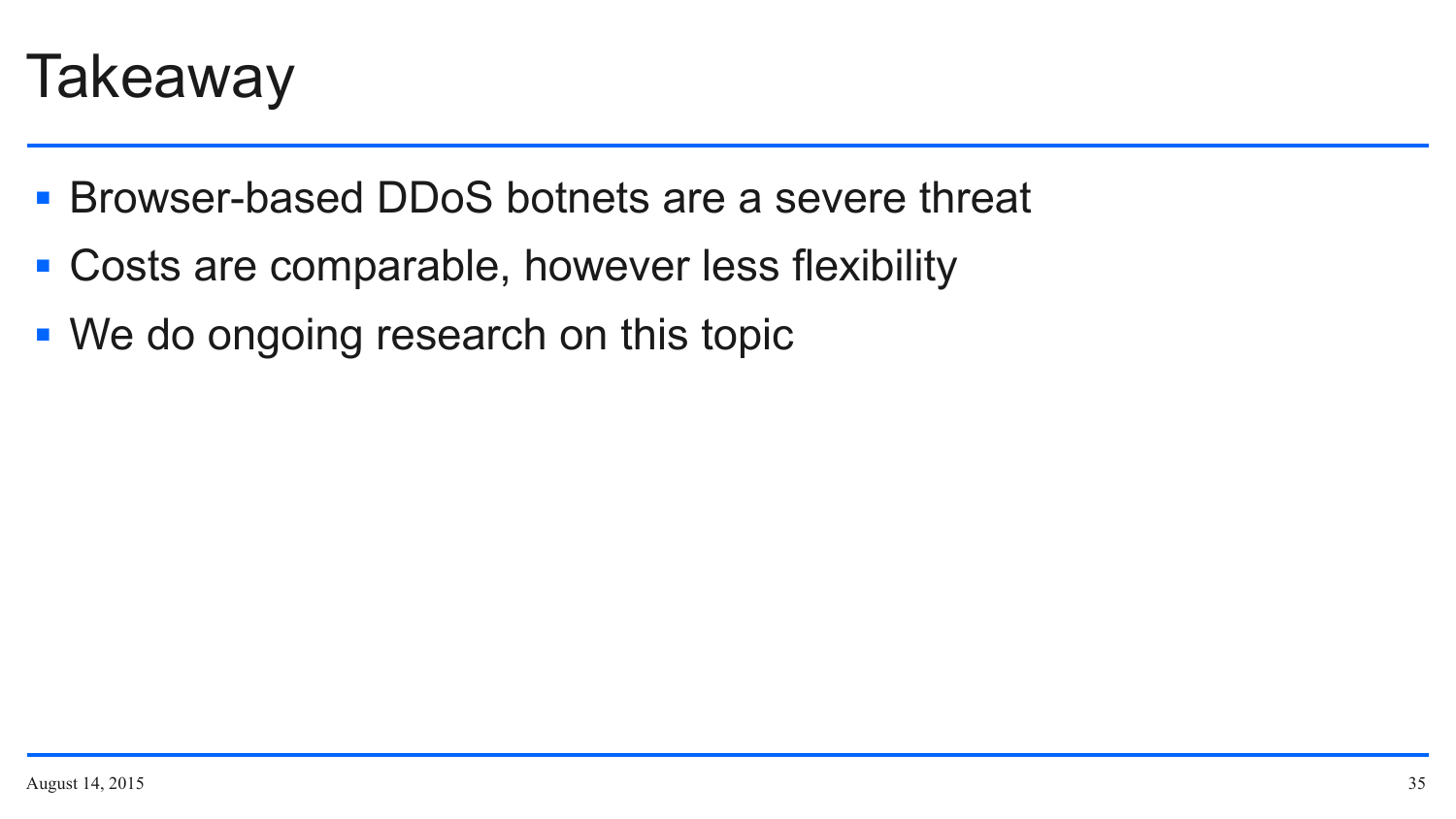# Takeaway

- Browser-based DDoS botnets are a severe threat
- Costs are comparable, however less flexibility
- We do ongoing research on this topic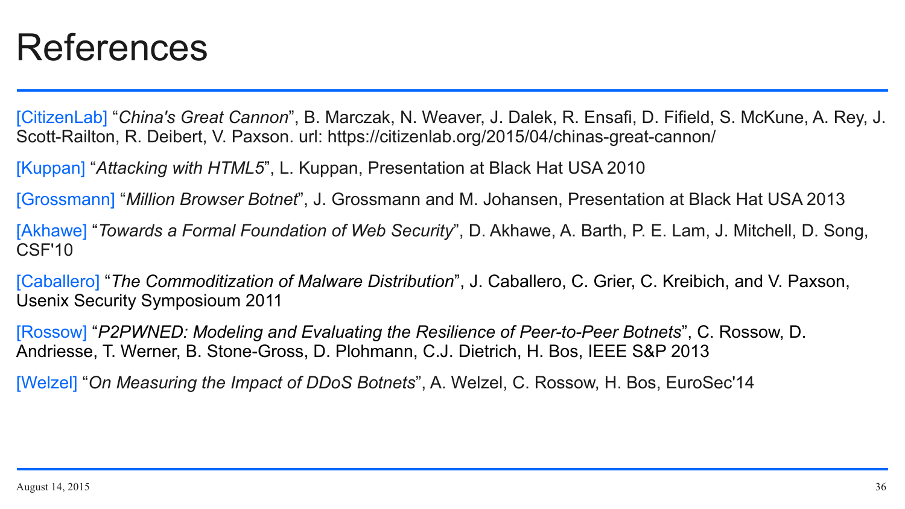# References

[CitizenLab] "*China's Great Cannon*", B. Marczak, N. Weaver, J. Dalek, R. Ensafi, D. Fifield, S. McKune, A. Rey, J. Scott-Railton, R. Deibert, V. Paxson. url: https://citizenlab.org/2015/04/chinas-great-cannon/

[Kuppan] "*Attacking with HTML5*", L. Kuppan, Presentation at Black Hat USA 2010

[Grossmann] "*Million Browser Botnet*", J. Grossmann and M. Johansen, Presentation at Black Hat USA 2013

[Akhawe] "*Towards a Formal Foundation of Web Security*", D. Akhawe, A. Barth, P. E. Lam, J. Mitchell, D. Song, CSF'10

[Caballero] "*The Commoditization of Malware Distribution*", J. Caballero, C. Grier, C. Kreibich, and V. Paxson, Usenix Security Symposioum 2011

[Rossow] "*P2PWNED: Modeling and Evaluating the Resilience of Peer-to-Peer Botnets*", C. Rossow, D. Andriesse, T. Werner, B. Stone-Gross, D. Plohmann, C.J. Dietrich, H. Bos, IEEE S&P 2013

[Welzel] "*On Measuring the Impact of DDoS Botnets*", A. Welzel, C. Rossow, H. Bos, EuroSec'14

August 14, 2015